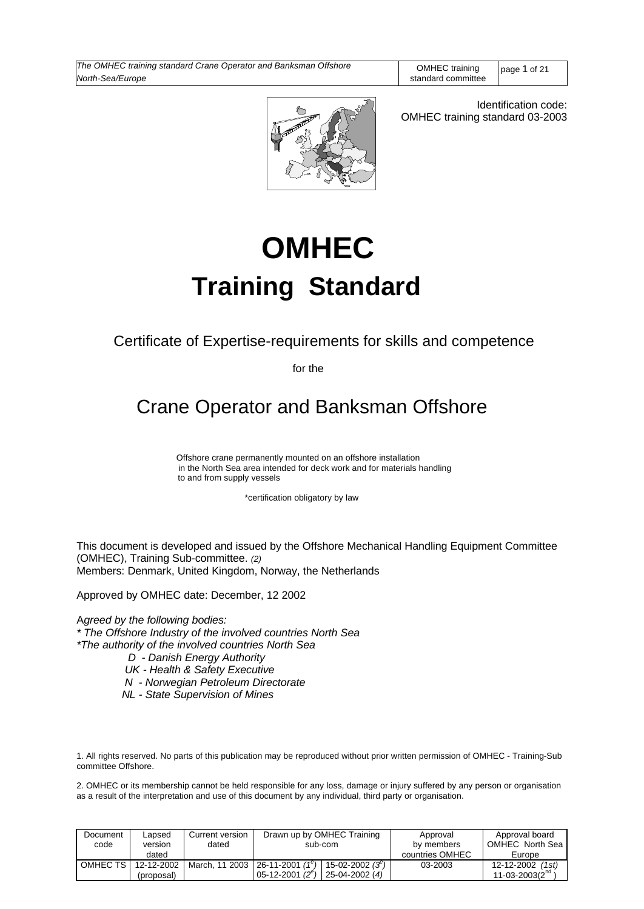Identification code:
OMHEC training standard 03-2003

# OMHEC

# Training Standard

## Certificate of Expertise-requirements for skills and competence

for the

## Crane Operator and Banksman Offshore

Offshore crane permanently mounted on an offshore installation in the North Sea area intended for deck work and for materials handling to and from supply vessels

*certification obligatory by law

This document is developed and issued by the Offshore Mechanical Handling Equipment Committee (OMHEC), Training Sub-committee. *(2)*
Members: Denmark, United Kingdom, Norway, the Netherlands

Approved by OMHEC date: December, 12 2002

*Agreed by the following bodies:*
*\* The Offshore Industry of the involved countries North Sea*
*\*The authority of the involved countries North Sea*

- *D - Danish Energy Authority*
- *UK - Health & Safety Executive*
- *N - Norwegian Petroleum Directorate*
- *NL - State Supervision of Mines*

1. All rights reserved. No parts of this publication may be reproduced without prior written permission of OMHEC - Training-Sub committee Offshore.

2. OMHEC or its membership cannot be held responsible for any loss, damage or injury suffered by any person or organisation as a result of the interpretation and use of this document by any individual, third party or organisation.

| Document code | Lapsed version dated | Current version dated | Drawn up by OMHEC Training sub-com | | Approval by members countries OMHEC | Approval board OMHEC North Sea Europe |
|---|---|---|---|---|---|---|
| OMHEC TS | 12-12-2002 (proposal) | March, 11 2003 | 26-11-2001 *(1e)* 05-12-2001 *(2e)* | 15-02-2002 *(3e)* 25-04-2002 *(4)* | 03-2003 | 12-12-2002 *(1st)* 11-03-2003(2nd) |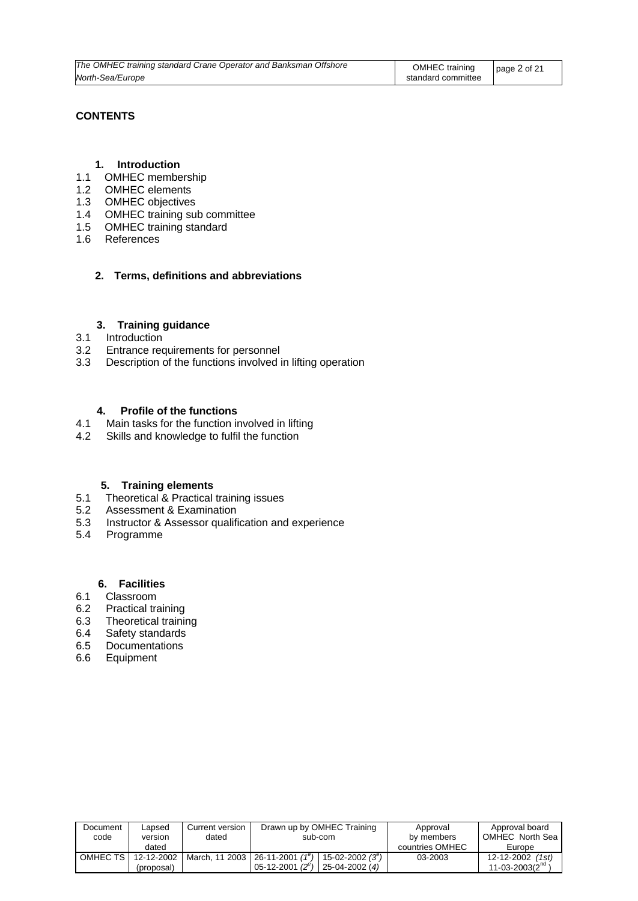**CONTENTS**

**1. Introduction**

1.1 OMHEC membership
1.2 OMHEC elements
1.3 OMHEC objectives
1.4 OMHEC training sub committee
1.5 OMHEC training standard
1.6 References

**2. Terms, definitions and abbreviations**

**3. Training guidance**

3.1 Introduction
3.2 Entrance requirements for personnel
3.3 Description of the functions involved in lifting operation

**4. Profile of the functions**

4.1 Main tasks for the function involved in lifting
4.2 Skills and knowledge to fulfil the function

**5. Training elements**

5.1 Theoretical & Practical training issues
5.2 Assessment & Examination
5.3 Instructor & Assessor qualification and experience
5.4 Programme

**6. Facilities**

6.1 Classroom
6.2 Practical training
6.3 Theoretical training
6.4 Safety standards
6.5 Documentations
6.6 Equipment

| Document code | Lapsed version dated | Current version dated | Drawn up by OMHEC Training sub-com | | Approval by members countries OMHEC | Approval board OMHEC North Sea Europe |
|---|---|---|---|---|---|---|
| OMHEC TS | 12-12-2002 (proposal) | March, 11 2003 | 26-11-2001 *(1e)* 05-12-2001 *(2e)* | 15-02-2002 *(3e)* 25-04-2002 *(4)* | 03-2003 | 12-12-2002 *(1st)* 11-03-2003(2nd) |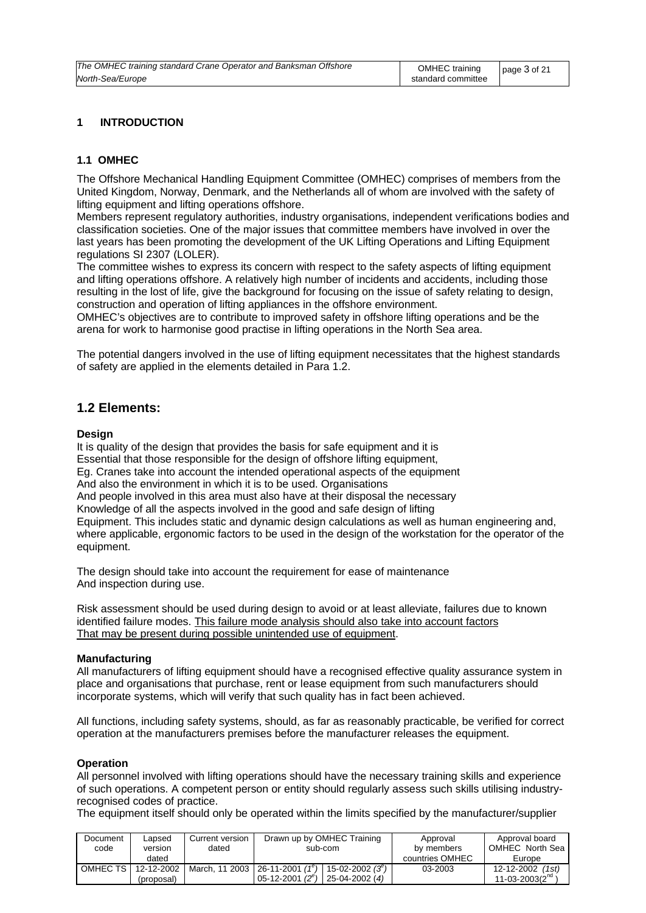# 1 INTRODUCTION

## 1.1 OMHEC

The Offshore Mechanical Handling Equipment Committee (OMHEC) comprises of members from the United Kingdom, Norway, Denmark, and the Netherlands all of whom are involved with the safety of lifting equipment and lifting operations offshore.
Members represent regulatory authorities, industry organisations, independent verifications bodies and classification societies. One of the major issues that committee members have involved in over the last years has been promoting the development of the UK Lifting Operations and Lifting Equipment regulations SI 2307 (LOLER).
The committee wishes to express its concern with respect to the safety aspects of lifting equipment and lifting operations offshore. A relatively high number of incidents and accidents, including those resulting in the lost of life, give the background for focusing on the issue of safety relating to design, construction and operation of lifting appliances in the offshore environment.
OMHEC's objectives are to contribute to improved safety in offshore lifting operations and be the arena for work to harmonise good practise in lifting operations in the North Sea area.

The potential dangers involved in the use of lifting equipment necessitates that the highest standards of safety are applied in the elements detailed in Para 1.2.

## 1.2 Elements:

**Design**

It is quality of the design that provides the basis for safe equipment and it is Essential that those responsible for the design of offshore lifting equipment, Eg. Cranes take into account the intended operational aspects of the equipment And also the environment in which it is to be used. Organisations And people involved in this area must also have at their disposal the necessary Knowledge of all the aspects involved in the good and safe design of lifting Equipment. This includes static and dynamic design calculations as well as human engineering and, where applicable, ergonomic factors to be used in the design of the workstation for the operator of the equipment.

The design should take into account the requirement for ease of maintenance And inspection during use.

Risk assessment should be used during design to avoid or at least alleviate, failures due to known identified failure modes. This failure mode analysis should also take into account factors That may be present during possible unintended use of equipment.

**Manufacturing**

All manufacturers of lifting equipment should have a recognised effective quality assurance system in place and organisations that purchase, rent or lease equipment from such manufacturers should incorporate systems, which will verify that such quality has in fact been achieved.

All functions, including safety systems, should, as far as reasonably practicable, be verified for correct operation at the manufacturers premises before the manufacturer releases the equipment.

**Operation**

All personnel involved with lifting operations should have the necessary training skills and experience of such operations. A competent person or entity should regularly assess such skills utilising industry-recognised codes of practice.
The equipment itself should only be operated within the limits specified by the manufacturer/supplier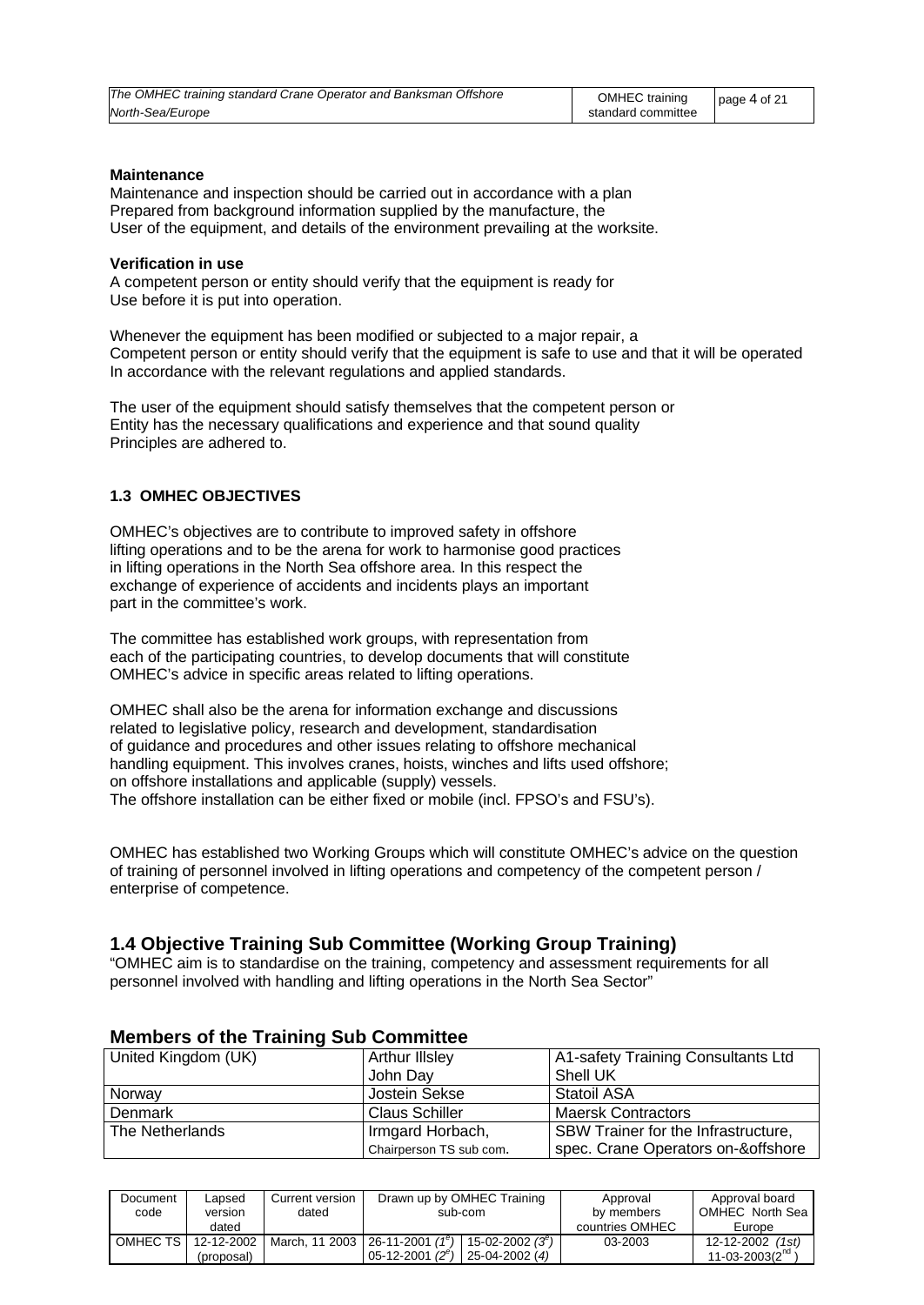**Maintenance**
Maintenance and inspection should be carried out in accordance with a plan
Prepared from background information supplied by the manufacture, the
User of the equipment, and details of the environment prevailing at the worksite.

**Verification in use**
A competent person or entity should verify that the equipment is ready for
Use before it is put into operation.

Whenever the equipment has been modified or subjected to a major repair, a
Competent person or entity should verify that the equipment is safe to use and that it will be operated
In accordance with the relevant regulations and applied standards.

The user of the equipment should satisfy themselves that the competent person or
Entity has the necessary qualifications and experience and that sound quality
Principles are adhered to.

### 1.3 OMHEC OBJECTIVES

OMHEC's objectives are to contribute to improved safety in offshore
lifting operations and to be the arena for work to harmonise good practices
in lifting operations in the North Sea offshore area. In this respect the
exchange of experience of accidents and incidents plays an important
part in the committee's work.

The committee has established work groups, with representation from
each of the participating countries, to develop documents that will constitute
OMHEC's advice in specific areas related to lifting operations.

OMHEC shall also be the arena for information exchange and discussions
related to legislative policy, research and development, standardisation
of guidance and procedures and other issues relating to offshore mechanical
handling equipment. This involves cranes, hoists, winches and lifts used offshore;
on offshore installations and applicable (supply) vessels.
The offshore installation can be either fixed or mobile (incl. FPSO's and FSU's).

OMHEC has established two Working Groups which will constitute OMHEC's advice on the question
of training of personnel involved in lifting operations and competency of the competent person /
enterprise of competence.

## 1.4 Objective Training Sub Committee (Working Group Training)

"OMHEC aim is to standardise on the training, competency and assessment requirements for all
personnel involved with handling and lifting operations in the North Sea Sector"

## Members of the Training Sub Committee

| Country | Member | Organisation |
|---|---|---|
| United Kingdom (UK) | Arthur Illsley<br>John Day | A1-safety Training Consultants Ltd<br>Shell UK |
| Norway | Jostein Sekse | Statoil ASA |
| Denmark | Claus Schiller | Maersk Contractors |
| The Netherlands | Irmgard Horbach,<br>Chairperson TS sub com. | SBW Trainer for the Infrastructure,<br>spec. Crane Operators on-&offshore |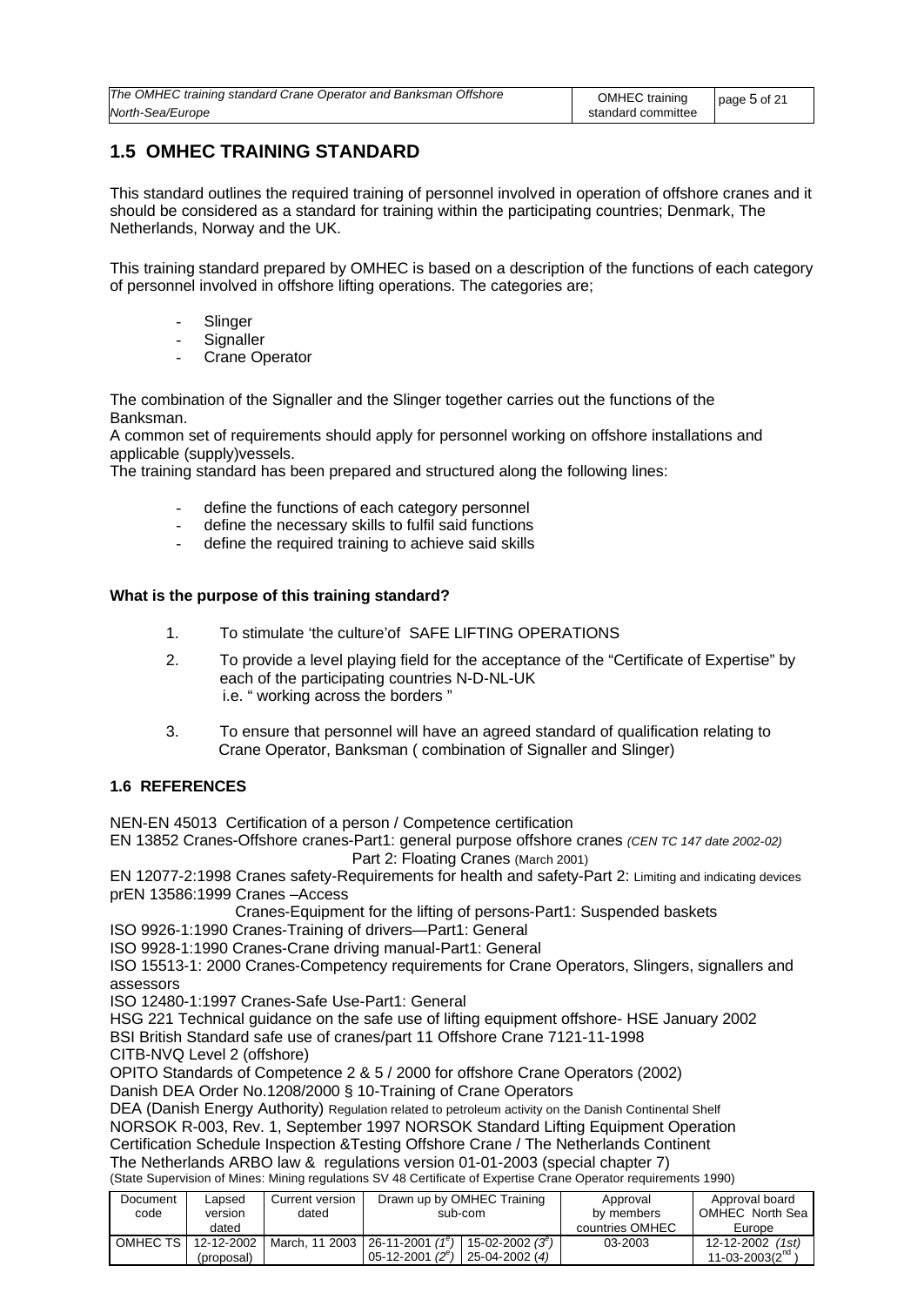## 1.5 OMHEC TRAINING STANDARD

This standard outlines the required training of personnel involved in operation of offshore cranes and it should be considered as a standard for training within the participating countries; Denmark, The Netherlands, Norway and the UK.

This training standard prepared by OMHEC is based on a description of the functions of each category of personnel involved in offshore lifting operations. The categories are;

- Slinger
- Signaller
- Crane Operator

The combination of the Signaller and the Slinger together carries out the functions of the Banksman.
A common set of requirements should apply for personnel working on offshore installations and applicable (supply)vessels.
The training standard has been prepared and structured along the following lines:

- define the functions of each category personnel
- define the necessary skills to fulfil said functions
- define the required training to achieve said skills

**What is the purpose of this training standard?**

1. To stimulate 'the culture'of SAFE LIFTING OPERATIONS
2. To provide a level playing field for the acceptance of the "Certificate of Expertise" by each of the participating countries N-D-NL-UK
   i.e. " working across the borders "
3. To ensure that personnel will have an agreed standard of qualification relating to Crane Operator, Banksman ( combination of Signaller and Slinger)

### 1.6 REFERENCES

NEN-EN 45013 Certification of a person / Competence certification
EN 13852 Cranes-Offshore cranes-Part1: general purpose offshore cranes *(CEN TC 147 date 2002-02)*
Part 2: Floating Cranes (March 2001)
EN 12077-2:1998 Cranes safety-Requirements for health and safety-Part 2: Limiting and indicating devices
prEN 13586:1999 Cranes –Access
Cranes-Equipment for the lifting of persons-Part1: Suspended baskets
ISO 9926-1:1990 Cranes-Training of drivers—Part1: General
ISO 9928-1:1990 Cranes-Crane driving manual-Part1: General
ISO 15513-1: 2000 Cranes-Competency requirements for Crane Operators, Slingers, signallers and assessors
ISO 12480-1:1997 Cranes-Safe Use-Part1: General
HSG 221 Technical guidance on the safe use of lifting equipment offshore- HSE January 2002
BSI British Standard safe use of cranes/part 11 Offshore Crane 7121-11-1998
CITB-NVQ Level 2 (offshore)
OPITO Standards of Competence 2 & 5 / 2000 for offshore Crane Operators (2002)
Danish DEA Order No.1208/2000 § 10-Training of Crane Operators
DEA (Danish Energy Authority) Regulation related to petroleum activity on the Danish Continental Shelf
NORSOK R-003, Rev. 1, September 1997 NORSOK Standard Lifting Equipment Operation
Certification Schedule Inspection &Testing Offshore Crane / The Netherlands Continent
The Netherlands ARBO law & regulations version 01-01-2003 (special chapter 7)
(State Supervision of Mines: Mining regulations SV 48 Certificate of Expertise Crane Operator requirements 1990)

| Document code | Lapsed version dated | Current version dated | Drawn up by OMHEC Training sub-com | | Approval by members countries OMHEC | Approval board OMHEC North Sea Europe |
|---|---|---|---|---|---|---|
| OMHEC TS | 12-12-2002 (proposal) | March, 11 2003 | 26-11-2001 *(1e)* 05-12-2001 *(2e)* | 15-02-2002 *(3e)* 25-04-2002 *(4)* | 03-2003 | 12-12-2002 *(1st)* 11-03-2003(2nd) |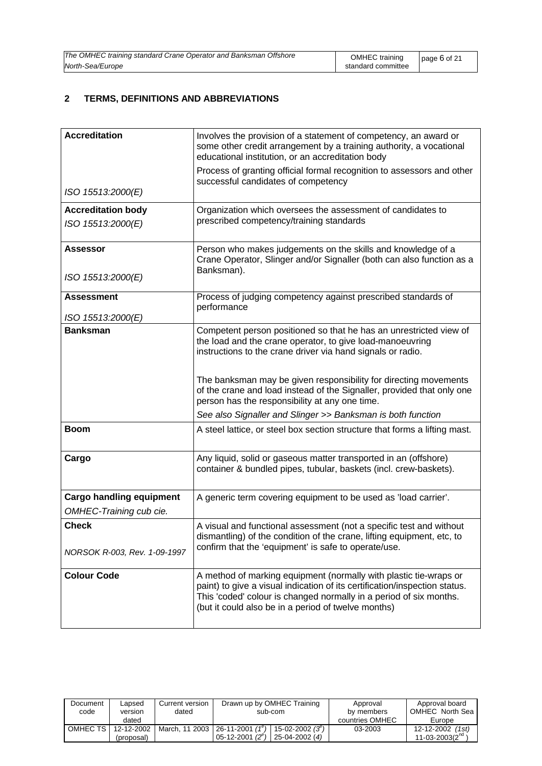## 2 TERMS, DEFINITIONS AND ABBREVIATIONS

| Term | Definition |
|---|---|
| **Accreditation**<br><br>*ISO 15513:2000(E)* | Involves the provision of a statement of competency, an award or some other credit arrangement by a training authority, a vocational educational institution, or an accreditation body<br><br>Process of granting official formal recognition to assessors and other successful candidates of competency |
| **Accreditation body**<br><br>*ISO 15513:2000(E)* | Organization which oversees the assessment of candidates to prescribed competency/training standards |
| **Assessor**<br><br>*ISO 15513:2000(E)* | Person who makes judgements on the skills and knowledge of a Crane Operator, Slinger and/or Signaller (both can also function as a Banksman). |
| **Assessment**<br><br>*ISO 15513:2000(E)* | Process of judging competency against prescribed standards of performance |
| **Banksman** | Competent person positioned so that he has an unrestricted view of the load and the crane operator, to give load-manoeuvring instructions to the crane driver via hand signals or radio.<br><br>The banksman may be given responsibility for directing movements of the crane and load instead of the Signaller, provided that only one person has the responsibility at any one time.<br><br>*See also Signaller and Slinger >> Banksman is both function* |
| **Boom** | A steel lattice, or steel box section structure that forms a lifting mast. |
| **Cargo** | Any liquid, solid or gaseous matter transported in an (offshore) container & bundled pipes, tubular, baskets (incl. crew-baskets). |
| **Cargo handling equipment**<br><br>*OMHEC-Training cub cie.* | A generic term covering equipment to be used as 'load carrier'. |
| **Check**<br><br>*NORSOK R-003, Rev. 1-09-1997* | A visual and functional assessment (not a specific test and without dismantling) of the condition of the crane, lifting equipment, etc, to confirm that the 'equipment' is safe to operate/use. |
| **Colour Code** | A method of marking equipment (normally with plastic tie-wraps or paint) to give a visual indication of its certification/inspection status. This 'coded' colour is changed normally in a period of six months. (but it could also be in a period of twelve months) |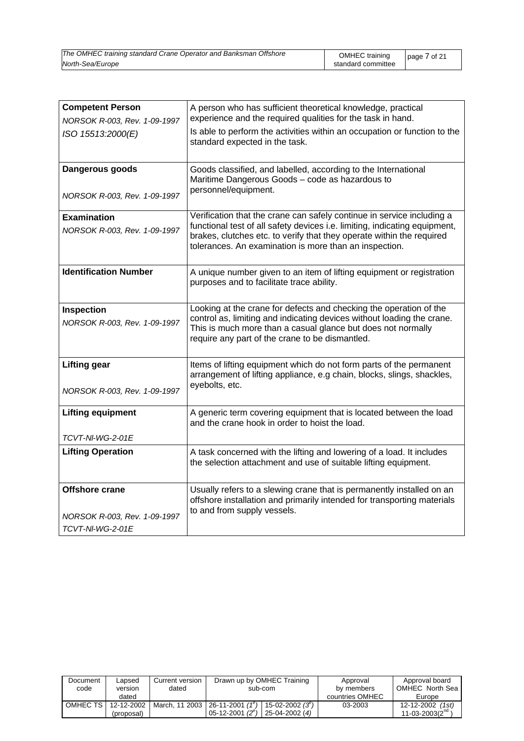| **Competent Person**<br>*NORSOK R-003, Rev. 1-09-1997*<br>*ISO 15513:2000(E)* | A person who has sufficient theoretical knowledge, practical experience and the required qualities for the task in hand.<br>Is able to perform the activities within an occupation or function to the standard expected in the task. |
|---|---|
| **Dangerous goods**<br>*NORSOK R-003, Rev. 1-09-1997* | Goods classified, and labelled, according to the International Maritime Dangerous Goods – code as hazardous to personnel/equipment. |
| **Examination**<br>*NORSOK R-003, Rev. 1-09-1997* | Verification that the crane can safely continue in service including a functional test of all safety devices i.e. limiting, indicating equipment, brakes, clutches etc. to verify that they operate within the required tolerances. An examination is more than an inspection. |
| **Identification Number** | A unique number given to an item of lifting equipment or registration purposes and to facilitate trace ability. |
| **Inspection**<br>*NORSOK R-003, Rev. 1-09-1997* | Looking at the crane for defects and checking the operation of the control as, limiting and indicating devices without loading the crane. This is much more than a casual glance but does not normally require any part of the crane to be dismantled. |
| **Lifting gear**<br>*NORSOK R-003, Rev. 1-09-1997* | Items of lifting equipment which do not form parts of the permanent arrangement of lifting appliance, e.g chain, blocks, slings, shackles, eyebolts, etc. |
| **Lifting equipment**<br>*TCVT-Nl-WG-2-01E* | A generic term covering equipment that is located between the load and the crane hook in order to hoist the load. |
| **Lifting Operation** | A task concerned with the lifting and lowering of a load. It includes the selection attachment and use of suitable lifting equipment. |
| **Offshore crane**<br>*NORSOK R-003, Rev. 1-09-1997*<br>*TCVT-Nl-WG-2-01E* | Usually refers to a slewing crane that is permanently installed on an offshore installation and primarily intended for transporting materials to and from supply vessels. |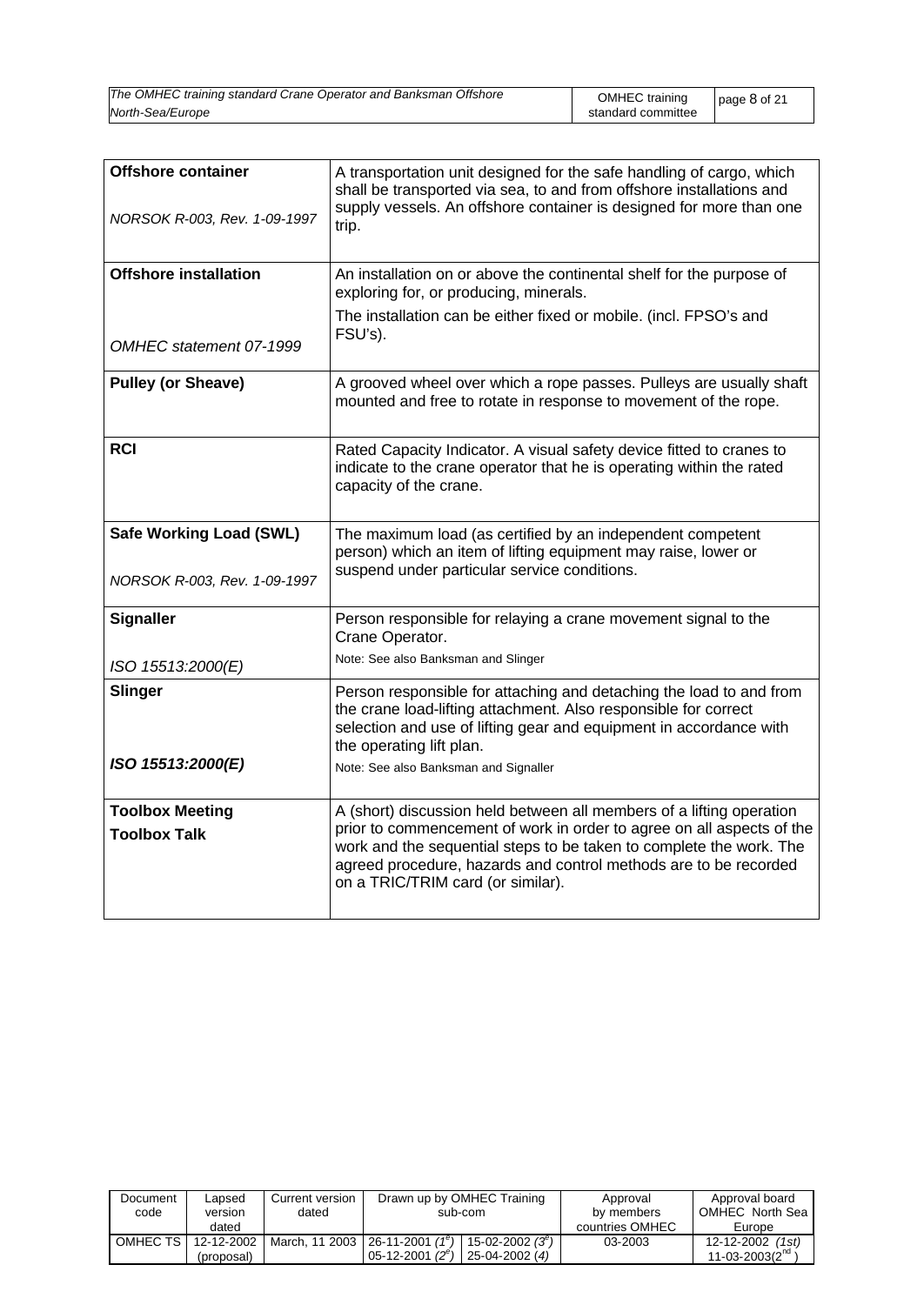| | |
|---|---|
| **Offshore container**<br><br>*NORSOK R-003, Rev. 1-09-1997* | A transportation unit designed for the safe handling of cargo, which shall be transported via sea, to and from offshore installations and supply vessels. An offshore container is designed for more than one trip. |
| **Offshore installation**<br><br>*OMHEC statement 07-1999* | An installation on or above the continental shelf for the purpose of exploring for, or producing, minerals.<br>The installation can be either fixed or mobile. (incl. FPSO's and FSU's). |
| **Pulley (or Sheave)** | A grooved wheel over which a rope passes. Pulleys are usually shaft mounted and free to rotate in response to movement of the rope. |
| **RCI** | Rated Capacity Indicator. A visual safety device fitted to cranes to indicate to the crane operator that he is operating within the rated capacity of the crane. |
| **Safe Working Load (SWL)**<br><br>*NORSOK R-003, Rev. 1-09-1997* | The maximum load (as certified by an independent competent person) which an item of lifting equipment may raise, lower or suspend under particular service conditions. |
| **Signaller**<br><br>*ISO 15513:2000(E)* | Person responsible for relaying a crane movement signal to the Crane Operator.<br>Note: See also Banksman and Slinger |
| **Slinger**<br><br>***ISO 15513:2000(E)*** | Person responsible for attaching and detaching the load to and from the crane load-lifting attachment. Also responsible for correct selection and use of lifting gear and equipment in accordance with the operating lift plan.<br>Note: See also Banksman and Signaller |
| **Toolbox Meeting**<br>**Toolbox Talk** | A (short) discussion held between all members of a lifting operation prior to commencement of work in order to agree on all aspects of the work and the sequential steps to be taken to complete the work. The agreed procedure, hazards and control methods are to be recorded on a TRIC/TRIM card (or similar). |

| Document code | Lapsed version dated | Current version dated | Drawn up by OMHEC Training sub-com | | Approval by members countries OMHEC | Approval board OMHEC North Sea Europe |
|---|---|---|---|---|---|---|
| OMHEC TS | 12-12-2002 (proposal) | March, 11 2003 | 26-11-2001 (1[e])<br>05-12-2001 (2[e]) | 15-02-2002 (3[e])<br>25-04-2002 (4) | 03-2003 | 12-12-2002 (1st)<br>11-03-2003(2[nd]) |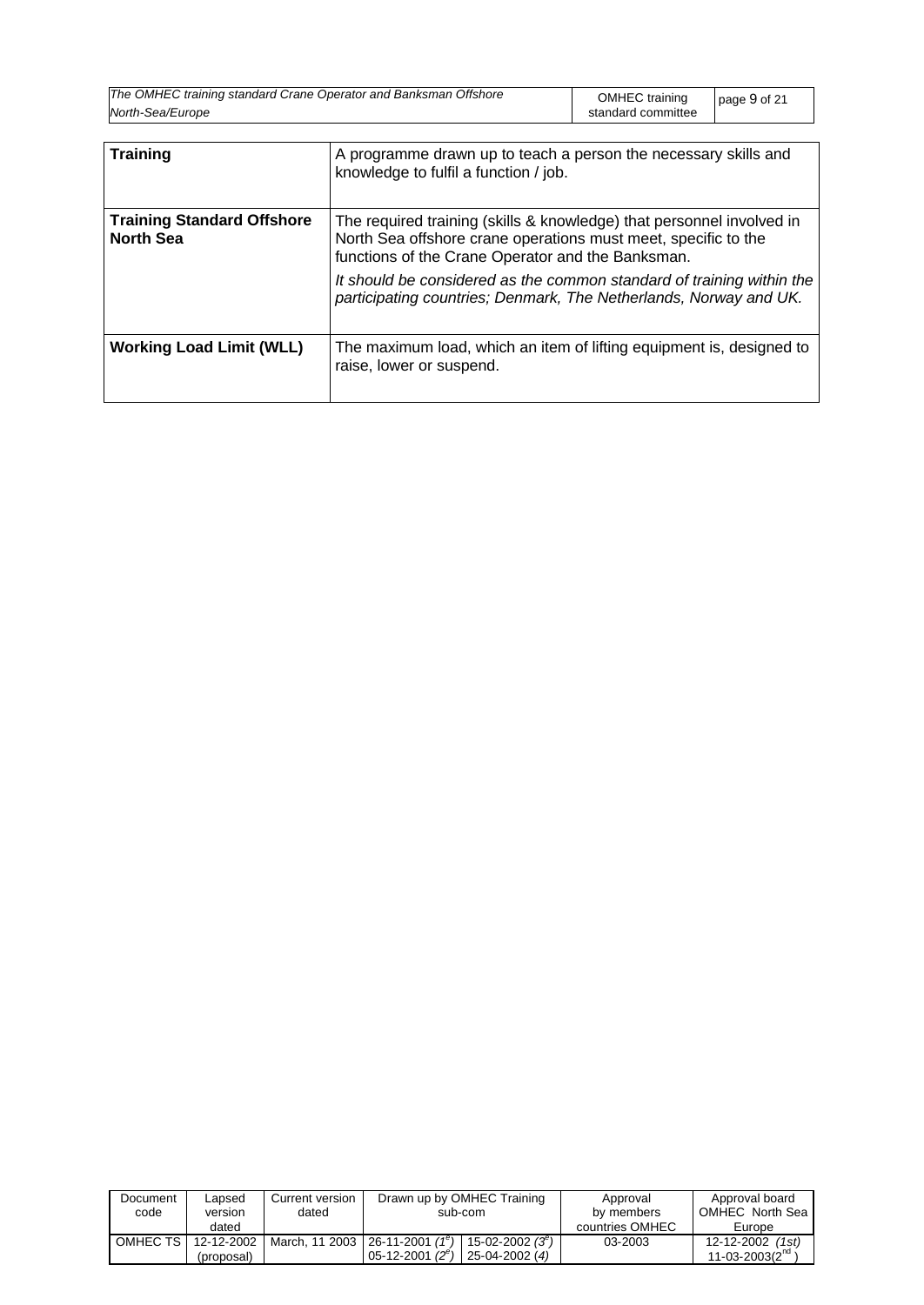| **Training** | A programme drawn up to teach a person the necessary skills and knowledge to fulfil a function / job. |
|---|---|
| **Training Standard Offshore North Sea** | The required training (skills & knowledge) that personnel involved in North Sea offshore crane operations must meet, specific to the functions of the Crane Operator and the Banksman.<br><br>*It should be considered as the common standard of training within the participating countries; Denmark, The Netherlands, Norway and UK.* |
| **Working Load Limit (WLL)** | The maximum load, which an item of lifting equipment is, designed to raise, lower or suspend. |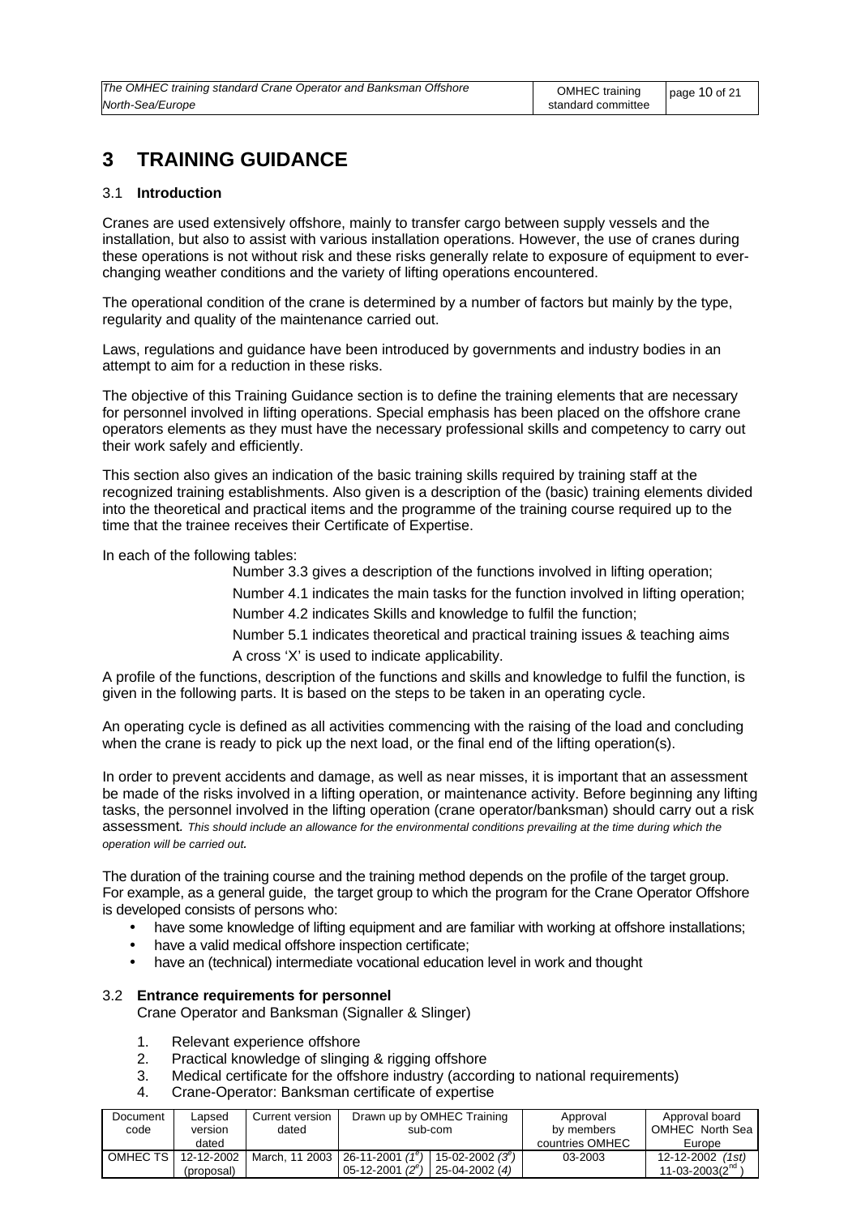# 3 TRAINING GUIDANCE

## 3.1 Introduction

Cranes are used extensively offshore, mainly to transfer cargo between supply vessels and the installation, but also to assist with various installation operations. However, the use of cranes during these operations is not without risk and these risks generally relate to exposure of equipment to ever-changing weather conditions and the variety of lifting operations encountered.

The operational condition of the crane is determined by a number of factors but mainly by the type, regularity and quality of the maintenance carried out.

Laws, regulations and guidance have been introduced by governments and industry bodies in an attempt to aim for a reduction in these risks.

The objective of this Training Guidance section is to define the training elements that are necessary for personnel involved in lifting operations. Special emphasis has been placed on the offshore crane operators elements as they must have the necessary professional skills and competency to carry out their work safely and efficiently.

This section also gives an indication of the basic training skills required by training staff at the recognized training establishments. Also given is a description of the (basic) training elements divided into the theoretical and practical items and the programme of the training course required up to the time that the trainee receives their Certificate of Expertise.

In each of the following tables:

Number 3.3 gives a description of the functions involved in lifting operation;

Number 4.1 indicates the main tasks for the function involved in lifting operation;

Number 4.2 indicates Skills and knowledge to fulfil the function;

Number 5.1 indicates theoretical and practical training issues & teaching aims

A cross 'X' is used to indicate applicability.

A profile of the functions, description of the functions and skills and knowledge to fulfil the function, is given in the following parts. It is based on the steps to be taken in an operating cycle.

An operating cycle is defined as all activities commencing with the raising of the load and concluding when the crane is ready to pick up the next load, or the final end of the lifting operation(s).

In order to prevent accidents and damage, as well as near misses, it is important that an assessment be made of the risks involved in a lifting operation, or maintenance activity. Before beginning any lifting tasks, the personnel involved in the lifting operation (crane operator/banksman) should carry out a risk assessment. *This should include an allowance for the environmental conditions prevailing at the time during which the operation will be carried out.*

The duration of the training course and the training method depends on the profile of the target group. For example, as a general guide, the target group to which the program for the Crane Operator Offshore is developed consists of persons who:

- have some knowledge of lifting equipment and are familiar with working at offshore installations;
- have a valid medical offshore inspection certificate;
- have an (technical) intermediate vocational education level in work and thought

## 3.2 Entrance requirements for personnel

Crane Operator and Banksman (Signaller & Slinger)

1. Relevant experience offshore
2. Practical knowledge of slinging & rigging offshore
3. Medical certificate for the offshore industry (according to national requirements)
4. Crane-Operator: Banksman certificate of expertise

| Document code | Lapsed version dated | Current version dated | Drawn up by OMHEC Training sub-com | | Approval by members countries OMHEC | Approval board OMHEC North Sea Europe |
|---|---|---|---|---|---|---|
| OMHEC TS | 12-12-2002 (proposal) | March, 11 2003 | 26-11-2001 *(1e)* 05-12-2001 *(2e)* | 15-02-2002 *(3e)* 25-04-2002 *(4)* | 03-2003 | 12-12-2002 *(1st)* 11-03-2003(2nd) |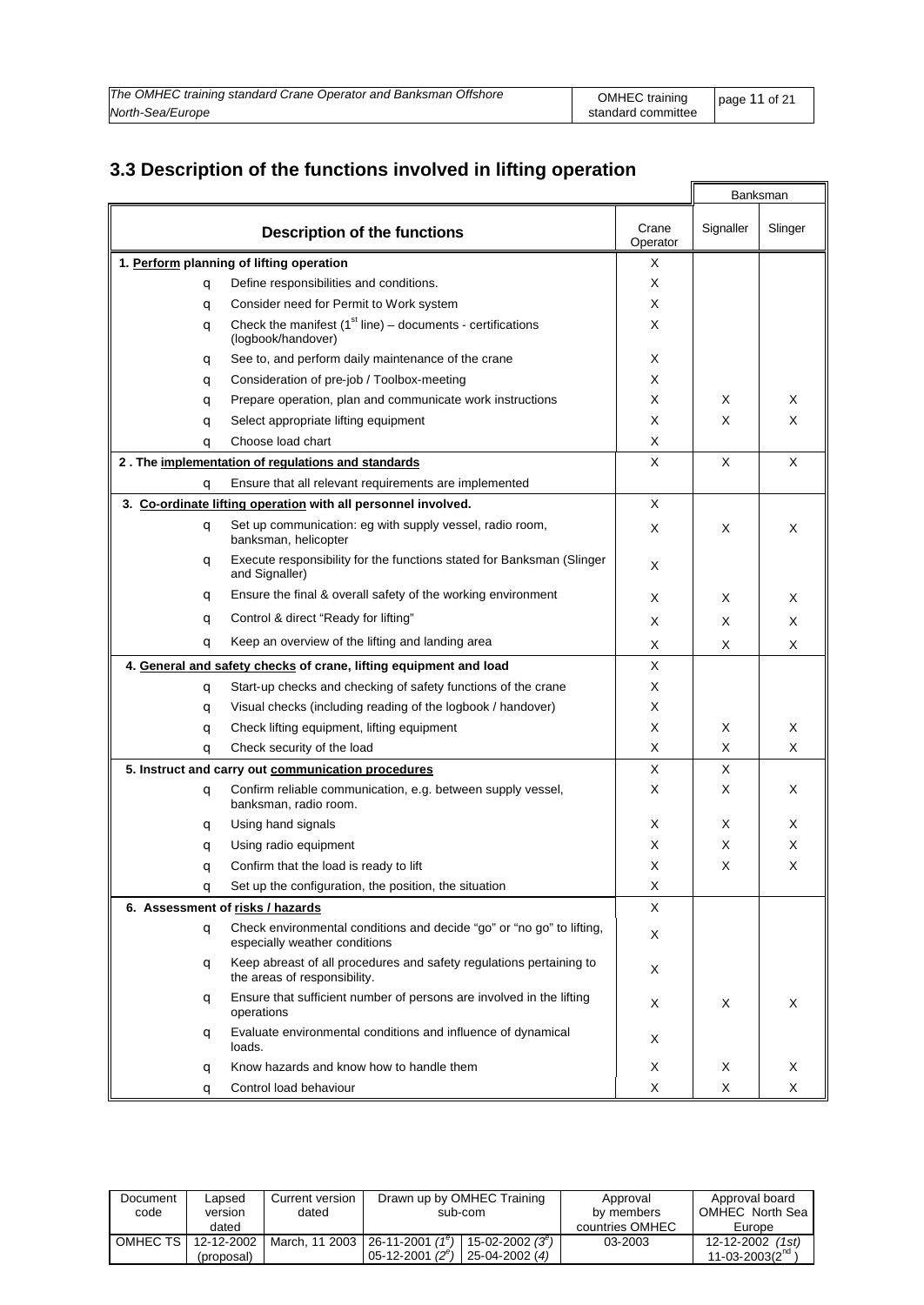## 3.3 Description of the functions involved in lifting operation

| Description of the functions | Crane Operator | Banksman | |
|---|---|---|---|
| | | Signaller | Slinger |
| **1. Perform planning of lifting operation** | X | | |
| q Define responsibilities and conditions. | X | | |
| q Consider need for Permit to Work system | X | | |
| q Check the manifest (1st line) – documents - certifications (logbook/handover) | X | | |
| q See to, and perform daily maintenance of the crane | X | | |
| q Consideration of pre-job / Toolbox-meeting | X | | |
| q Prepare operation, plan and communicate work instructions | X | X | X |
| q Select appropriate lifting equipment | X | X | X |
| q Choose load chart | X | | |
| **2 . The implementation of regulations and standards** | X | X | X |
| q Ensure that all relevant requirements are implemented | | | |
| **3. Co-ordinate lifting operation with all personnel involved.** | X | | |
| q Set up communication: eg with supply vessel, radio room, banksman, helicopter | X | X | X |
| q Execute responsibility for the functions stated for Banksman (Slinger and Signaller) | X | | |
| q Ensure the final & overall safety of the working environment | X | X | X |
| q Control & direct "Ready for lifting" | X | X | X |
| q Keep an overview of the lifting and landing area | X | X | X |
| **4. General and safety checks of crane, lifting equipment and load** | X | | |
| q Start-up checks and checking of safety functions of the crane | X | | |
| q Visual checks (including reading of the logbook / handover) | X | | |
| q Check lifting equipment, lifting equipment | X | X | X |
| q Check security of the load | X | X | X |
| **5. Instruct and carry out communication procedures** | X | X | |
| q Confirm reliable communication, e.g. between supply vessel, banksman, radio room. | X | X | X |
| q Using hand signals | X | X | X |
| q Using radio equipment | X | X | X |
| q Confirm that the load is ready to lift | X | X | X |
| q Set up the configuration, the position, the situation | X | | |
| **6. Assessment of risks / hazards** | X | | |
| q Check environmental conditions and decide "go" or "no go" to lifting, especially weather conditions | X | | |
| q Keep abreast of all procedures and safety regulations pertaining to the areas of responsibility. | X | | |
| q Ensure that sufficient number of persons are involved in the lifting operations | X | X | X |
| q Evaluate environmental conditions and influence of dynamical loads. | X | | |
| q Know hazards and know how to handle them | X | X | X |
| q Control load behaviour | X | X | X |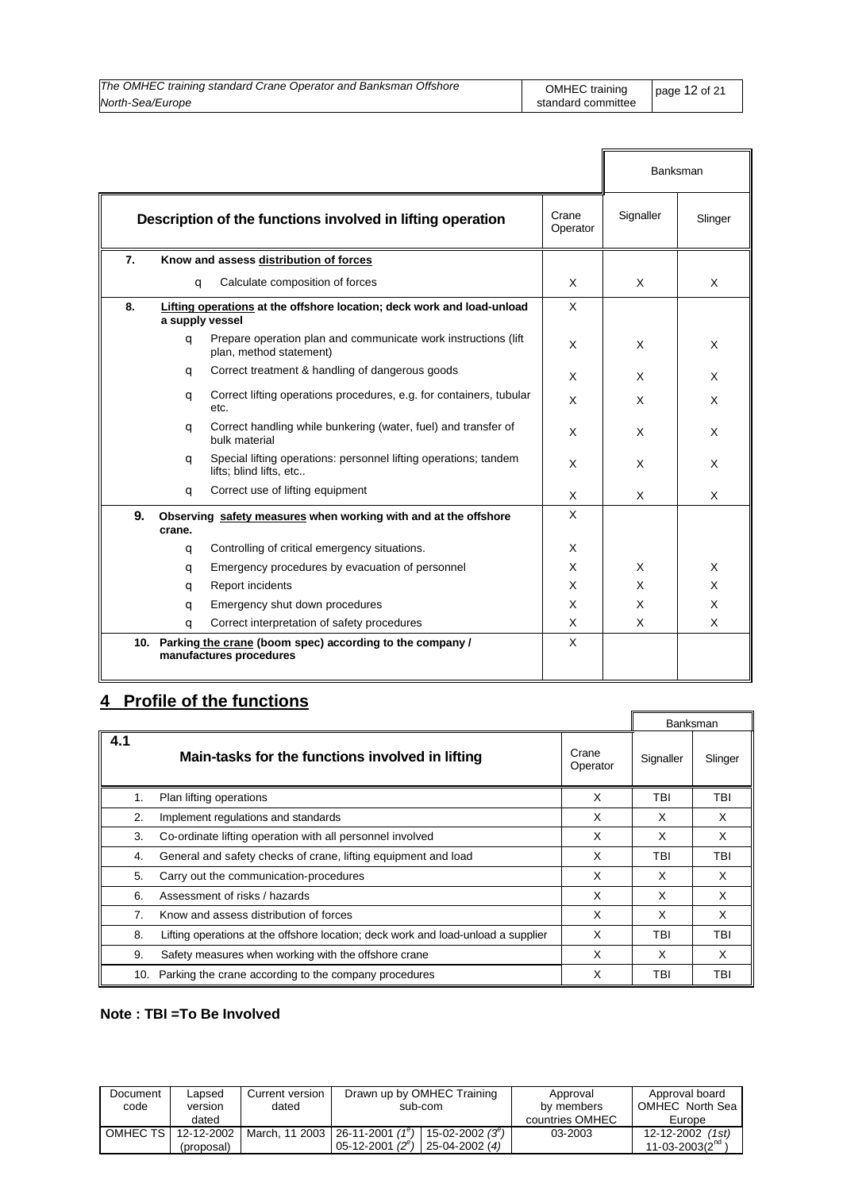| Description of the functions involved in lifting operation | Crane Operator | Banksman | |
|---|---|---|---|
| | | Signaller | Slinger |
| **7. Know and assess distribution of forces** | | | |
| q Calculate composition of forces | X | X | X |
| **8. Lifting operations at the offshore location; deck work and load-unload a supply vessel** | X | | |
| q Prepare operation plan and communicate work instructions (lift plan, method statement) | X | X | X |
| q Correct treatment & handling of dangerous goods | X | X | X |
| q Correct lifting operations procedures, e.g. for containers, tubular etc. | X | X | X |
| q Correct handling while bunkering (water, fuel) and transfer of bulk material | X | X | X |
| q Special lifting operations: personnel lifting operations; tandem lifts; blind lifts, etc.. | X | X | X |
| q Correct use of lifting equipment | X | X | X |
| **9. Observing safety measures when working with and at the offshore crane.** | X | | |
| q Controlling of critical emergency situations. | X | | |
| q Emergency procedures by evacuation of personnel | X | X | X |
| q Report incidents | X | X | X |
| q Emergency shut down procedures | X | X | X |
| q Correct interpretation of safety procedures | X | X | X |
| **10. Parking the crane (boom spec) according to the company / manufactures procedures** | X | | |

## 4 Profile of the functions

| 4.1 Main-tasks for the functions involved in lifting | Crane Operator | Banksman | |
|---|---|---|---|
| | | Signaller | Slinger |
| 1. Plan lifting operations | X | TBI | TBI |
| 2. Implement regulations and standards | X | X | X |
| 3. Co-ordinate lifting operation with all personnel involved | X | X | X |
| 4. General and safety checks of crane, lifting equipment and load | X | TBI | TBI |
| 5. Carry out the communication-procedures | X | X | X |
| 6. Assessment of risks / hazards | X | X | X |
| 7. Know and assess distribution of forces | X | X | X |
| 8. Lifting operations at the offshore location; deck work and load-unload a supplier | X | TBI | TBI |
| 9. Safety measures when working with the offshore crane | X | X | X |
| 10. Parking the crane according to the company procedures | X | TBI | TBI |

**Note : TBI =To Be Involved**

| Document code | Lapsed version dated | Current version dated | Drawn up by OMHEC Training sub-com | | Approval by members countries OMHEC | Approval board OMHEC North Sea Europe |
|---|---|---|---|---|---|---|
| OMHEC TS | 12-12-2002 (proposal) | March, 11 2003 | 26-11-2001 *(1e)* 05-12-2001 *(2e)* | 15-02-2002 *(3e)* 25-04-2002 *(4)* | 03-2003 | 12-12-2002 *(1st)* 11-03-2003(2nd) |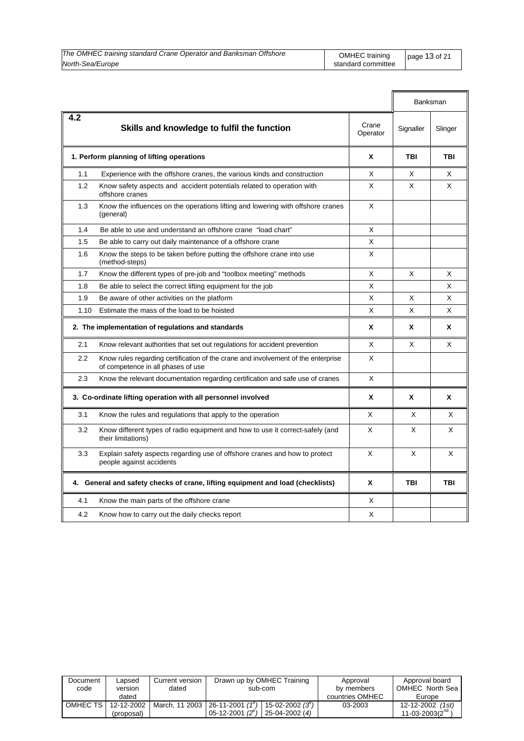| | | | Banksman | |
|---|---|---|---|---|
| **4.2** | **Skills and knowledge to fulfil the function** | Crane Operator | Signaller | Slinger |
| | **1. Perform planning of lifting operations** | **X** | **TBI** | **TBI** |
| 1.1 | Experience with the offshore cranes, the various kinds and construction | X | X | X |
| 1.2 | Know safety aspects and accident potentials related to operation with offshore cranes | X | X | X |
| 1.3 | Know the influences on the operations lifting and lowering with offshore cranes (general) | X | | |
| 1.4 | Be able to use and understand an offshore crane "load chart" | X | | |
| 1.5 | Be able to carry out daily maintenance of a offshore crane | X | | |
| 1.6 | Know the steps to be taken before putting the offshore crane into use (method-steps) | X | | |
| 1.7 | Know the different types of pre-job and "toolbox meeting" methods | X | X | X |
| 1.8 | Be able to select the correct lifting equipment for the job | X | | X |
| 1.9 | Be aware of other activities on the platform | X | X | X |
| 1.10 | Estimate the mass of the load to be hoisted | X | X | X |
| | **2. The implementation of regulations and standards** | **X** | **X** | **X** |
| 2.1 | Know relevant authorities that set out regulations for accident prevention | X | X | X |
| 2.2 | Know rules regarding certification of the crane and involvement of the enterprise of competence in all phases of use | X | | |
| 2.3 | Know the relevant documentation regarding certification and safe use of cranes | X | | |
| | **3. Co-ordinate lifting operation with all personnel involved** | **X** | **X** | **X** |
| 3.1 | Know the rules and regulations that apply to the operation | X | X | X |
| 3.2 | Know different types of radio equipment and how to use it correct-safely (and their limitations) | X | X | X |
| 3.3 | Explain safety aspects regarding use of offshore cranes and how to protect people against accidents | X | X | X |
| | **4. General and safety checks of crane, lifting equipment and load (checklists)** | **X** | **TBI** | **TBI** |
| 4.1 | Know the main parts of the offshore crane | X | | |
| 4.2 | Know how to carry out the daily checks report | X | | |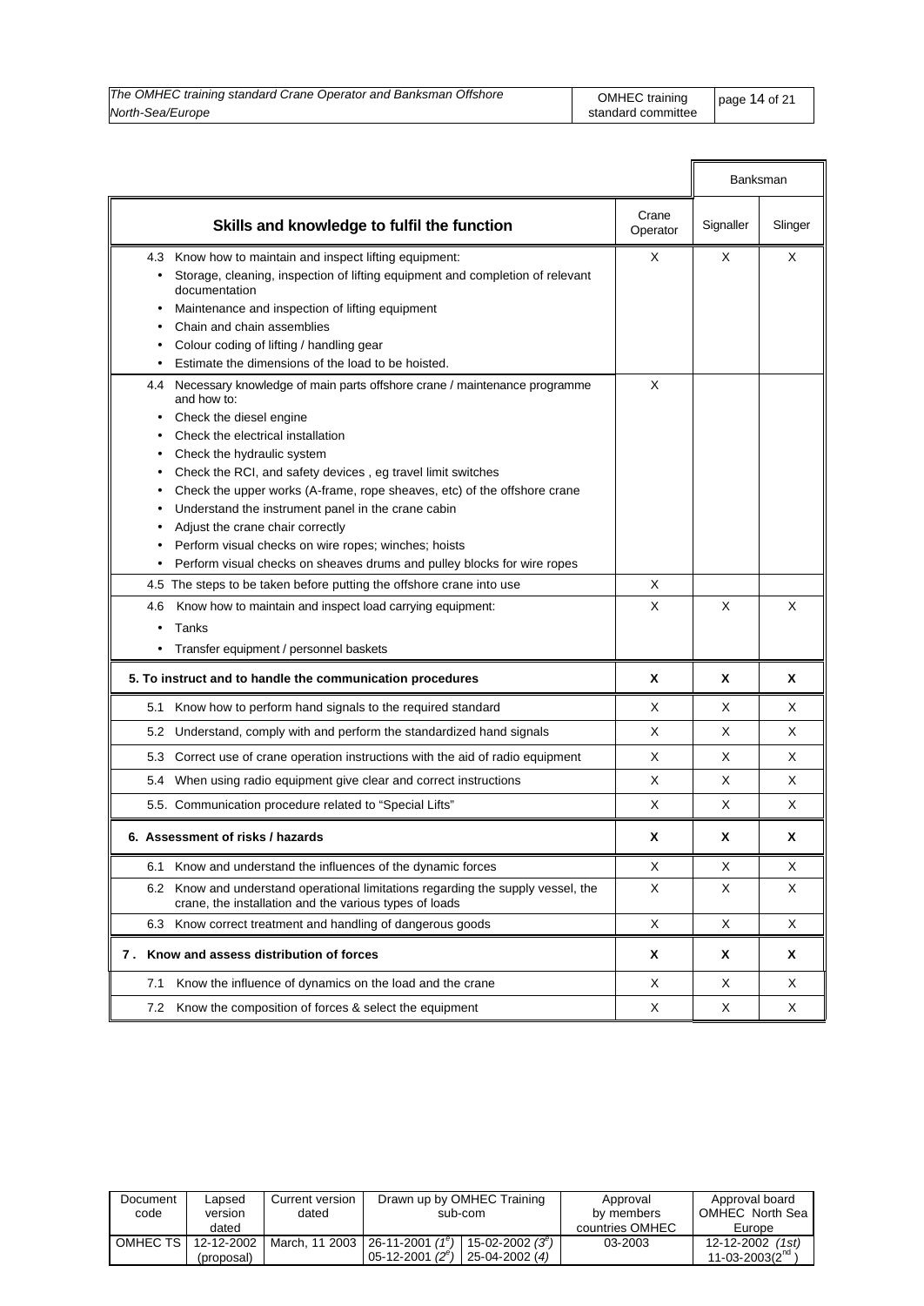| Skills and knowledge to fulfil the function | Crane Operator | Banksman | |
|---|---|---|---|
| | | Signaller | Slinger |
| 4.3 Know how to maintain and inspect lifting equipment:<br>• Storage, cleaning, inspection of lifting equipment and completion of relevant documentation<br>• Maintenance and inspection of lifting equipment<br>• Chain and chain assemblies<br>• Colour coding of lifting / handling gear<br>• Estimate the dimensions of the load to be hoisted. | X | X | X |
| 4.4 Necessary knowledge of main parts offshore crane / maintenance programme and how to:<br>• Check the diesel engine<br>• Check the electrical installation<br>• Check the hydraulic system<br>• Check the RCI, and safety devices , eg travel limit switches<br>• Check the upper works (A-frame, rope sheaves, etc) of the offshore crane<br>• Understand the instrument panel in the crane cabin<br>• Adjust the crane chair correctly<br>• Perform visual checks on wire ropes; winches; hoists<br>• Perform visual checks on sheaves drums and pulley blocks for wire ropes | X | | |
| 4.5 The steps to be taken before putting the offshore crane into use | X | | |
| 4.6 Know how to maintain and inspect load carrying equipment:<br>• Tanks<br>• Transfer equipment / personnel baskets | X | X | X |
| **5. To instruct and to handle the communication procedures** | **X** | **X** | **X** |
| 5.1 Know how to perform hand signals to the required standard | X | X | X |
| 5.2 Understand, comply with and perform the standardized hand signals | X | X | X |
| 5.3 Correct use of crane operation instructions with the aid of radio equipment | X | X | X |
| 5.4 When using radio equipment give clear and correct instructions | X | X | X |
| 5.5. Communication procedure related to "Special Lifts" | X | X | X |
| **6. Assessment of risks / hazards** | **X** | **X** | **X** |
| 6.1 Know and understand the influences of the dynamic forces | X | X | X |
| 6.2 Know and understand operational limitations regarding the supply vessel, the crane, the installation and the various types of loads | X | X | X |
| 6.3 Know correct treatment and handling of dangerous goods | X | X | X |
| **7. Know and assess distribution of forces** | **X** | **X** | **X** |
| 7.1 Know the influence of dynamics on the load and the crane | X | X | X |
| 7.2 Know the composition of forces & select the equipment | X | X | X |

| Document code | Lapsed version dated | Current version dated | Drawn up by OMHEC Training sub-com | | Approval by members countries OMHEC | Approval board OMHEC North Sea Europe |
|---|---|---|---|---|---|---|
| OMHEC TS | 12-12-2002 (proposal) | March, 11 2003 | 26-11-2001 (1e)<br>05-12-2001 (2e) | 15-02-2002 (3e)<br>25-04-2002 (4) | 03-2003 | 12-12-2002 (1st)<br>11-03-2003(2nd) |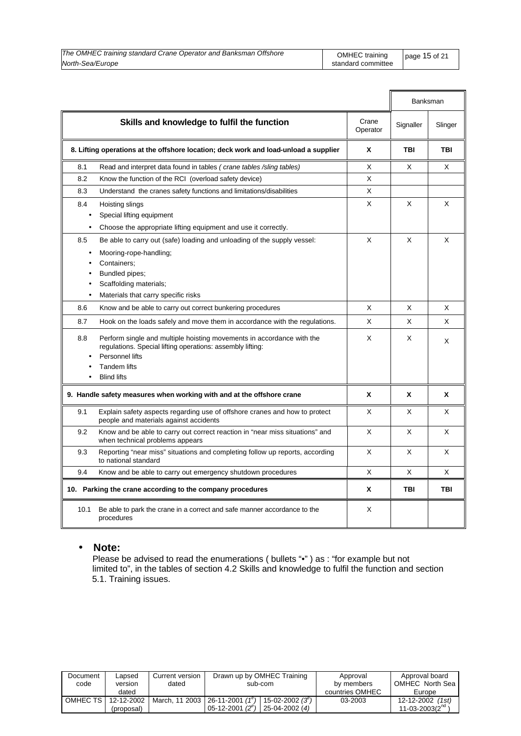| | Skills and knowledge to fulfil the function | Crane Operator | Banksman | |
|---|---|---|---|---|
| | | | Signaller | Slinger |
| **8.** | **Lifting operations at the offshore location; deck work and load-unload a supplier** | **X** | **TBI** | **TBI** |
| 8.1 | Read and interpret data found in tables *( crane tables /sling tables)* | X | X | X |
| 8.2 | Know the function of the RCI (overload safety device) | X | | |
| 8.3 | Understand the cranes safety functions and limitations/disabilities | X | | |
| 8.4 | Hoisting slings<br>• Special lifting equipment<br>• Choose the appropriate lifting equipment and use it correctly. | X | X | X |
| 8.5 | Be able to carry out (safe) loading and unloading of the supply vessel:<br>• Mooring-rope-handling;<br>• Containers;<br>• Bundled pipes;<br>• Scaffolding materials;<br>• Materials that carry specific risks | X | X | X |
| 8.6 | Know and be able to carry out correct bunkering procedures | X | X | X |
| 8.7 | Hook on the loads safely and move them in accordance with the regulations. | X | X | X |
| 8.8 | Perform single and multiple hoisting movements in accordance with the regulations. Special lifting operations: assembly lifting:<br>• Personnel lifts<br>• Tandem lifts<br>• Blind lifts | X | X | X |
| **9.** | **Handle safety measures when working with and at the offshore crane** | **X** | **X** | **X** |
| 9.1 | Explain safety aspects regarding use of offshore cranes and how to protect people and materials against accidents | X | X | X |
| 9.2 | Know and be able to carry out correct reaction in "near miss situations" and when technical problems appears | X | X | X |
| 9.3 | Reporting "near miss" situations and completing follow up reports, according to national standard | X | X | X |
| 9.4 | Know and be able to carry out emergency shutdown procedures | X | X | X |
| **10.** | **Parking the crane according to the company procedures** | **X** | **TBI** | **TBI** |
| 10.1 | Be able to park the crane in a correct and safe manner accordance to the procedures | X | | |

- **Note:**

Please be advised to read the enumerations ( bullets "•" ) as : "for example but not limited to", in the tables of section 4.2 Skills and knowledge to fulfil the function and section 5.1. Training issues.

| Document code | Lapsed version dated | Current version dated | Drawn up by OMHEC Training sub-com | | Approval by members countries OMHEC | Approval board OMHEC North Sea Europe |
|---|---|---|---|---|---|---|
| OMHEC TS | 12-12-2002 (proposal) | March, 11 2003 | 26-11-2001 *(1e)*<br>05-12-2001 *(2e)* | 15-02-2002 *(3e)*<br>25-04-2002 *(4)* | 03-2003 | 12-12-2002 *(1st)*<br>11-03-2003(2nd) |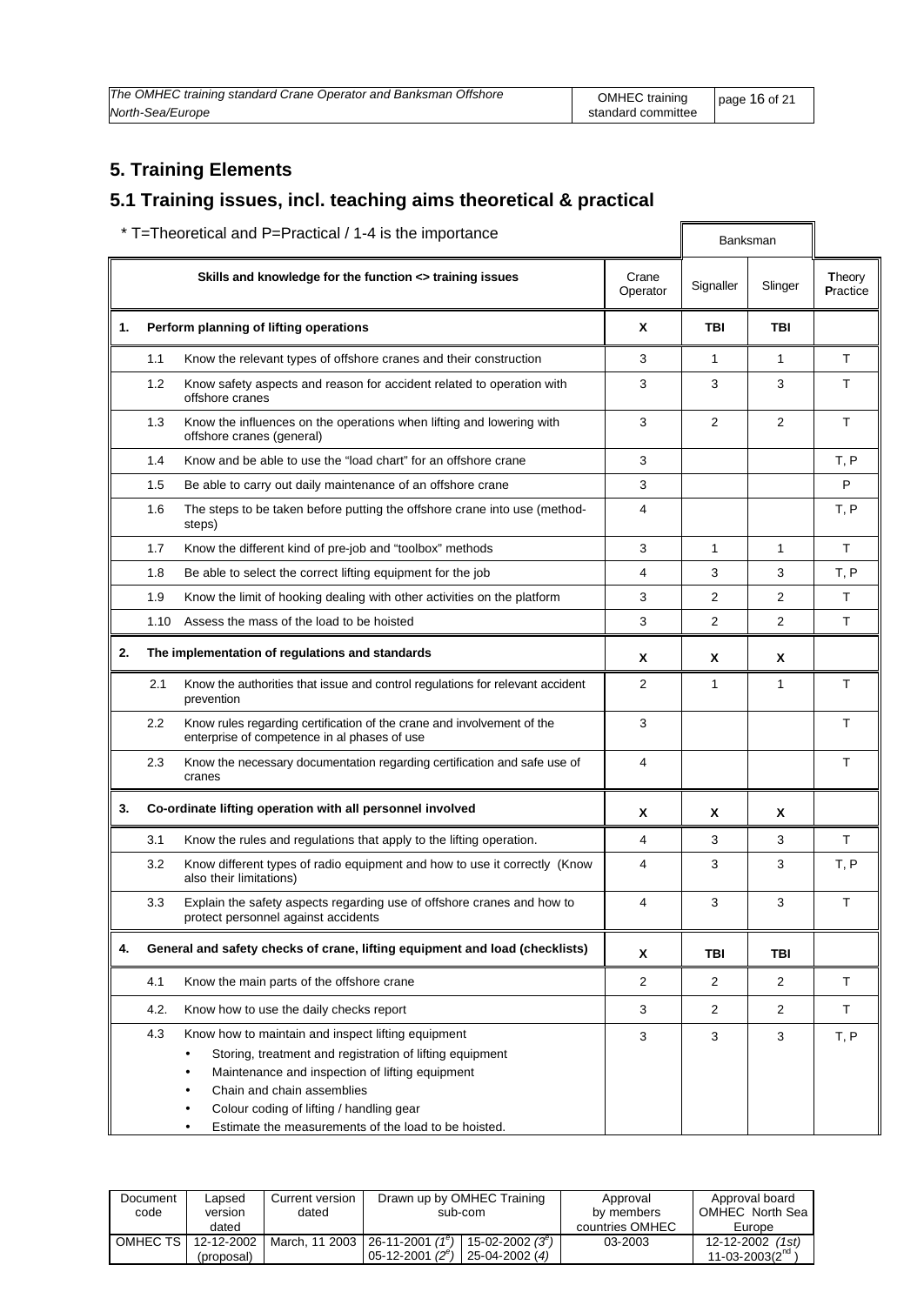## 5. Training Elements

### 5.1 Training issues, incl. teaching aims theoretical & practical

\* T=Theoretical and P=Practical / 1-4 is the importance

| | Skills and knowledge for the function <> training issues | Crane Operator | Banksman Signaller | Banksman Slinger | **T**heory **P**ractice |
|---|---|---|---|---|---|
| **1.** | **Perform planning of lifting operations** | **X** | **TBI** | **TBI** | |
| 1.1 | Know the relevant types of offshore cranes and their construction | 3 | 1 | 1 | T |
| 1.2 | Know safety aspects and reason for accident related to operation with offshore cranes | 3 | 3 | 3 | T |
| 1.3 | Know the influences on the operations when lifting and lowering with offshore cranes (general) | 3 | 2 | 2 | T |
| 1.4 | Know and be able to use the "load chart" for an offshore crane | 3 | | | T, P |
| 1.5 | Be able to carry out daily maintenance of an offshore crane | 3 | | | P |
| 1.6 | The steps to be taken before putting the offshore crane into use (method-steps) | 4 | | | T, P |
| 1.7 | Know the different kind of pre-job and "toolbox" methods | 3 | 1 | 1 | T |
| 1.8 | Be able to select the correct lifting equipment for the job | 4 | 3 | 3 | T, P |
| 1.9 | Know the limit of hooking dealing with other activities on the platform | 3 | 2 | 2 | T |
| 1.10 | Assess the mass of the load to be hoisted | 3 | 2 | 2 | T |
| **2.** | **The implementation of regulations and standards** | **X** | **X** | **X** | |
| 2.1 | Know the authorities that issue and control regulations for relevant accident prevention | 2 | 1 | 1 | T |
| 2.2 | Know rules regarding certification of the crane and involvement of the enterprise of competence in al phases of use | 3 | | | T |
| 2.3 | Know the necessary documentation regarding certification and safe use of cranes | 4 | | | T |
| **3.** | **Co-ordinate lifting operation with all personnel involved** | **X** | **X** | **X** | |
| 3.1 | Know the rules and regulations that apply to the lifting operation. | 4 | 3 | 3 | T |
| 3.2 | Know different types of radio equipment and how to use it correctly (Know also their limitations) | 4 | 3 | 3 | T, P |
| 3.3 | Explain the safety aspects regarding use of offshore cranes and how to protect personnel against accidents | 4 | 3 | 3 | T |
| **4.** | **General and safety checks of crane, lifting equipment and load (checklists)** | **X** | **TBI** | **TBI** | |
| 4.1 | Know the main parts of the offshore crane | 2 | 2 | 2 | T |
| 4.2. | Know how to use the daily checks report | 3 | 2 | 2 | T |
| 4.3 | Know how to maintain and inspect lifting equipment<br>• Storing, treatment and registration of lifting equipment<br>• Maintenance and inspection of lifting equipment<br>• Chain and chain assemblies<br>• Colour coding of lifting / handling gear<br>• Estimate the measurements of the load to be hoisted. | 3 | 3 | 3 | T, P |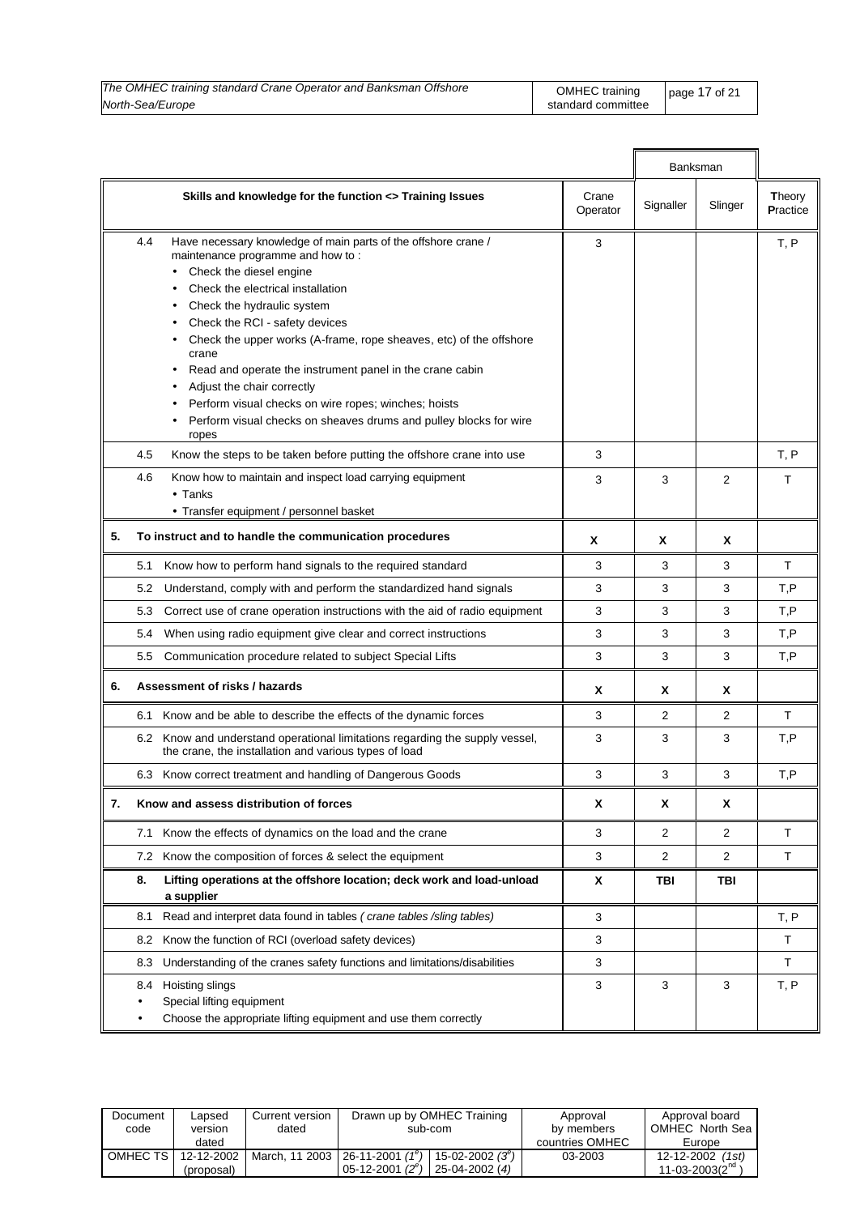|  | Crane Operator | Banksman | | Theory Practice |
|---|---|---|---|---|
| Skills and knowledge for the function <> Training Issues |  | Signaller | Slinger |  |
| 4.4 Have necessary knowledge of main parts of the offshore crane / maintenance programme and how to :<br>• Check the diesel engine<br>• Check the electrical installation<br>• Check the hydraulic system<br>• Check the RCI - safety devices<br>• Check the upper works (A-frame, rope sheaves, etc) of the offshore crane<br>• Read and operate the instrument panel in the crane cabin<br>• Adjust the chair correctly<br>• Perform visual checks on wire ropes; winches; hoists<br>• Perform visual checks on sheaves drums and pulley blocks for wire ropes | 3 |  |  | T, P |
| 4.5 Know the steps to be taken before putting the offshore crane into use | 3 |  |  | T, P |
| 4.6 Know how to maintain and inspect load carrying equipment<br>• Tanks<br>• Transfer equipment / personnel basket | 3 | 3 | 2 | T |
| **5. To instruct and to handle the communication procedures** | **X** | **X** | **X** |  |
| 5.1 Know how to perform hand signals to the required standard | 3 | 3 | 3 | T |
| 5.2 Understand, comply with and perform the standardized hand signals | 3 | 3 | 3 | T,P |
| 5.3 Correct use of crane operation instructions with the aid of radio equipment | 3 | 3 | 3 | T,P |
| 5.4 When using radio equipment give clear and correct instructions | 3 | 3 | 3 | T,P |
| 5.5 Communication procedure related to subject Special Lifts | 3 | 3 | 3 | T,P |
| **6. Assessment of risks / hazards** | **X** | **X** | **X** |  |
| 6.1 Know and be able to describe the effects of the dynamic forces | 3 | 2 | 2 | T |
| 6.2 Know and understand operational limitations regarding the supply vessel, the crane, the installation and various types of load | 3 | 3 | 3 | T,P |
| 6.3 Know correct treatment and handling of Dangerous Goods | 3 | 3 | 3 | T,P |
| **7. Know and assess distribution of forces** | **X** | **X** | **X** |  |
| 7.1 Know the effects of dynamics on the load and the crane | 3 | 2 | 2 | T |
| 7.2 Know the composition of forces & select the equipment | 3 | 2 | 2 | T |
| **8. Lifting operations at the offshore location; deck work and load-unload a supplier** | **X** | **TBI** | **TBI** |  |
| 8.1 Read and interpret data found in tables *( crane tables /sling tables)* | 3 |  |  | T, P |
| 8.2 Know the function of RCI (overload safety devices) | 3 |  |  | T |
| 8.3 Understanding of the cranes safety functions and limitations/disabilities | 3 |  |  | T |
| 8.4 Hoisting slings<br>• Special lifting equipment<br>• Choose the appropriate lifting equipment and use them correctly | 3 | 3 | 3 | T, P |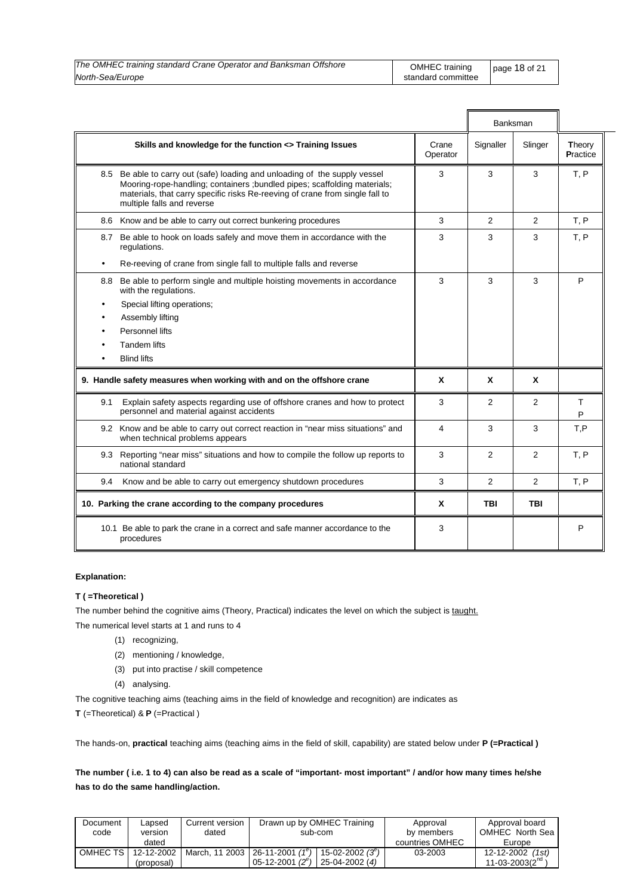| Skills and knowledge for the function <> Training Issues | Crane Operator | Banksman | | Theory Practice |
|---|---|---|---|---|
| | | Signaller | Slinger | |
| 8.5 Be able to carry out (safe) loading and unloading of the supply vessel Mooring-rope-handling; containers ;bundled pipes; scaffolding materials; materials, that carry specific risks Re-reeving of crane from single fall to multiple falls and reverse | 3 | 3 | 3 | T, P |
| 8.6 Know and be able to carry out correct bunkering procedures | 3 | 2 | 2 | T, P |
| 8.7 Be able to hook on loads safely and move them in accordance with the regulations.<br>• Re-reeving of crane from single fall to multiple falls and reverse | 3 | 3 | 3 | T, P |
| 8.8 Be able to perform single and multiple hoisting movements in accordance with the regulations.<br>• Special lifting operations;<br>• Assembly lifting<br>• Personnel lifts<br>• Tandem lifts<br>• Blind lifts | 3 | 3 | 3 | P |
| **9. Handle safety measures when working with and on the offshore crane** | **X** | **X** | **X** | |
| 9.1 Explain safety aspects regarding use of offshore cranes and how to protect personnel and material against accidents | 3 | 2 | 2 | T<br>P |
| 9.2 Know and be able to carry out correct reaction in "near miss situations" and when technical problems appears | 4 | 3 | 3 | T,P |
| 9.3 Reporting "near miss" situations and how to compile the follow up reports to national standard | 3 | 2 | 2 | T, P |
| 9.4 Know and be able to carry out emergency shutdown procedures | 3 | 2 | 2 | T, P |
| **10. Parking the crane according to the company procedures** | **X** | **TBI** | **TBI** | |
| 10.1 Be able to park the crane in a correct and safe manner accordance to the procedures | 3 | | | P |

**Explanation:**

**T ( =Theoretical )**

The number behind the cognitive aims (Theory, Practical) indicates the level on which the subject is taught.

The numerical level starts at 1 and runs to 4

(1) recognizing,

(2) mentioning / knowledge,

(3) put into practise / skill competence

(4) analysing.

The cognitive teaching aims (teaching aims in the field of knowledge and recognition) are indicates as

**T** (=Theoretical) & **P** (=Practical )

The hands-on, **practical** teaching aims (teaching aims in the field of skill, capability) are stated below under **P (=Practical )**

**The number ( i.e. 1 to 4) can also be read as a scale of "important- most important" / and/or how many times he/she has to do the same handling/action.**

| Document code | Lapsed version dated | Current version dated | Drawn up by OMHEC Training sub-com | | Approval by members countries OMHEC | Approval board OMHEC North Sea Europe |
|---|---|---|---|---|---|---|
| OMHEC TS | 12-12-2002 (proposal) | March, 11 2003 | 26-11-2001 (1e)<br>05-12-2001 (2e) | 15-02-2002 (3e)<br>25-04-2002 (4) | 03-2003 | 12-12-2002 (1st)<br>11-03-2003(2nd) |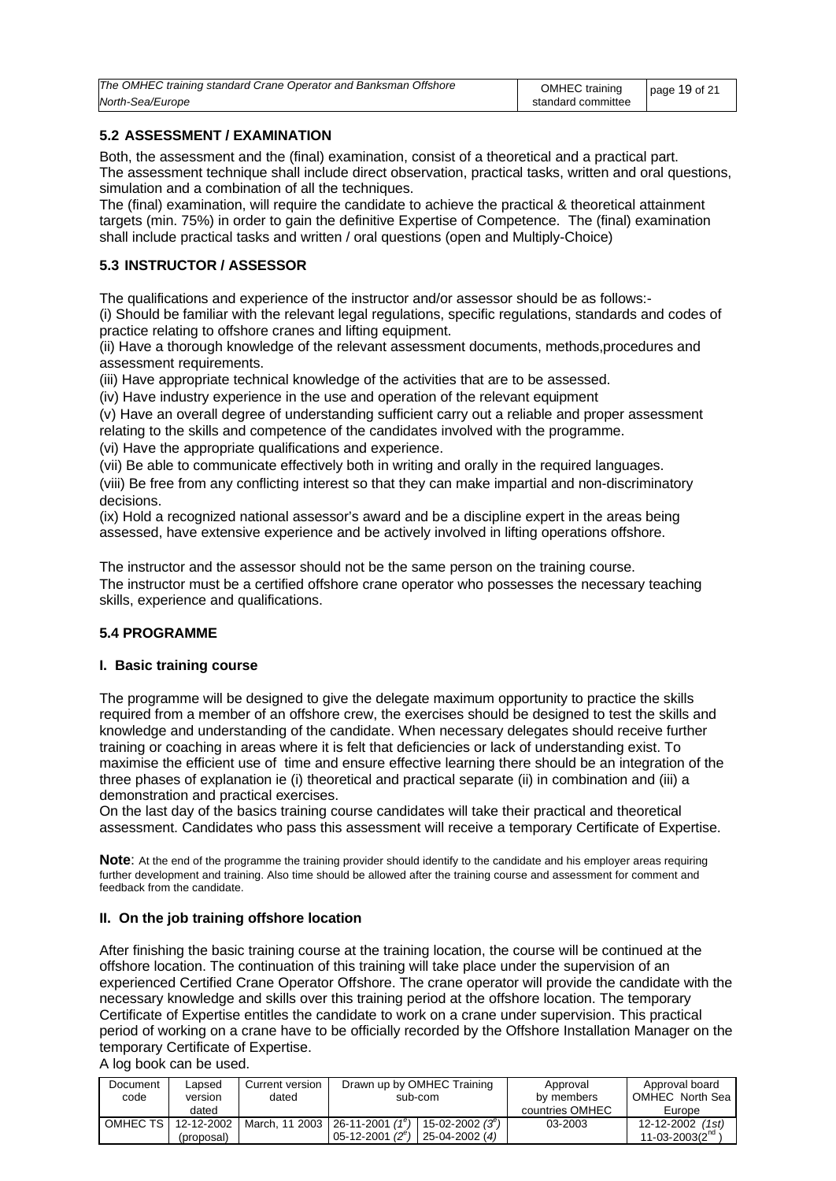## 5.2 ASSESSMENT / EXAMINATION

Both, the assessment and the (final) examination, consist of a theoretical and a practical part. The assessment technique shall include direct observation, practical tasks, written and oral questions, simulation and a combination of all the techniques.

The (final) examination, will require the candidate to achieve the practical & theoretical attainment targets (min. 75%) in order to gain the definitive Expertise of Competence. The (final) examination shall include practical tasks and written / oral questions (open and Multiply-Choice)

## 5.3 INSTRUCTOR / ASSESSOR

The qualifications and experience of the instructor and/or assessor should be as follows:-

(i) Should be familiar with the relevant legal regulations, specific regulations, standards and codes of practice relating to offshore cranes and lifting equipment.

(ii) Have a thorough knowledge of the relevant assessment documents, methods,procedures and assessment requirements.

(iii) Have appropriate technical knowledge of the activities that are to be assessed.

(iv) Have industry experience in the use and operation of the relevant equipment

(v) Have an overall degree of understanding sufficient carry out a reliable and proper assessment relating to the skills and competence of the candidates involved with the programme.

(vi) Have the appropriate qualifications and experience.

(vii) Be able to communicate effectively both in writing and orally in the required languages.

(viii) Be free from any conflicting interest so that they can make impartial and non-discriminatory decisions.

(ix) Hold a recognized national assessor's award and be a discipline expert in the areas being assessed, have extensive experience and be actively involved in lifting operations offshore.

The instructor and the assessor should not be the same person on the training course.

The instructor must be a certified offshore crane operator who possesses the necessary teaching skills, experience and qualifications.

## 5.4 PROGRAMME

### I. Basic training course

The programme will be designed to give the delegate maximum opportunity to practice the skills required from a member of an offshore crew, the exercises should be designed to test the skills and knowledge and understanding of the candidate. When necessary delegates should receive further training or coaching in areas where it is felt that deficiencies or lack of understanding exist. To maximise the efficient use of time and ensure effective learning there should be an integration of the three phases of explanation ie (i) theoretical and practical separate (ii) in combination and (iii) a demonstration and practical exercises.

On the last day of the basics training course candidates will take their practical and theoretical assessment. Candidates who pass this assessment will receive a temporary Certificate of Expertise.

**Note**: At the end of the programme the training provider should identify to the candidate and his employer areas requiring further development and training. Also time should be allowed after the training course and assessment for comment and feedback from the candidate.

### II. On the job training offshore location

After finishing the basic training course at the training location, the course will be continued at the offshore location. The continuation of this training will take place under the supervision of an experienced Certified Crane Operator Offshore. The crane operator will provide the candidate with the necessary knowledge and skills over this training period at the offshore location. The temporary Certificate of Expertise entitles the candidate to work on a crane under supervision. This practical period of working on a crane have to be officially recorded by the Offshore Installation Manager on the temporary Certificate of Expertise.

A log book can be used.

| Document code | Lapsed version dated | Current version dated | Drawn up by OMHEC Training sub-com | | Approval by members countries OMHEC | Approval board OMHEC North Sea Europe |
|---|---|---|---|---|---|---|
| OMHEC TS | 12-12-2002 (proposal) | March, 11 2003 | 26-11-2001 *(1e)* 05-12-2001 *(2e)* | 15-02-2002 *(3e)* 25-04-2002 *(4)* | 03-2003 | 12-12-2002 *(1st)* 11-03-2003(2nd) |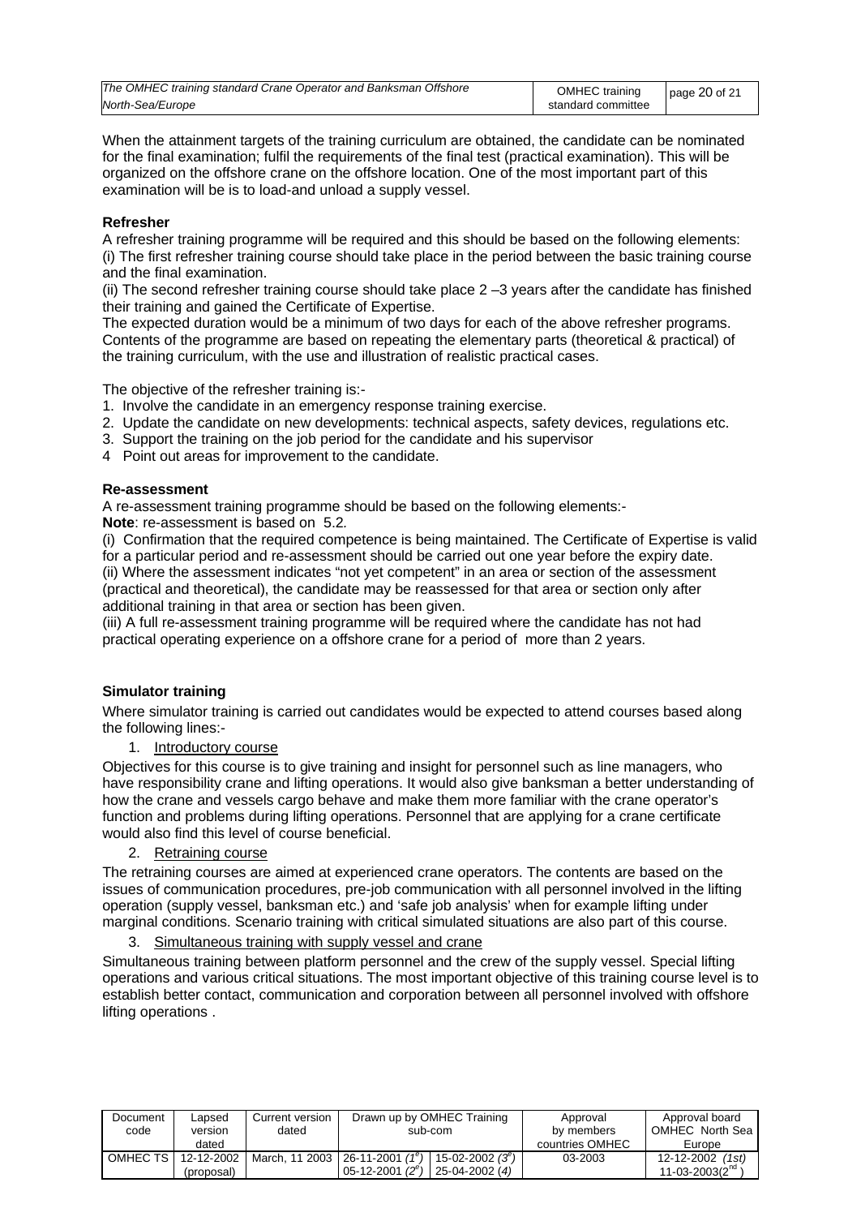When the attainment targets of the training curriculum are obtained, the candidate can be nominated for the final examination; fulfil the requirements of the final test (practical examination). This will be organized on the offshore crane on the offshore location. One of the most important part of this examination will be is to load-and unload a supply vessel.

**Refresher**

A refresher training programme will be required and this should be based on the following elements:
(i) The first refresher training course should take place in the period between the basic training course and the final examination.
(ii) The second refresher training course should take place 2 –3 years after the candidate has finished their training and gained the Certificate of Expertise.
The expected duration would be a minimum of two days for each of the above refresher programs. Contents of the programme are based on repeating the elementary parts (theoretical & practical) of the training curriculum, with the use and illustration of realistic practical cases.

The objective of the refresher training is:-

1. Involve the candidate in an emergency response training exercise.
2. Update the candidate on new developments: technical aspects, safety devices, regulations etc.
3. Support the training on the job period for the candidate and his supervisor
4. Point out areas for improvement to the candidate.

**Re-assessment**

A re-assessment training programme should be based on the following elements:-
**Note**: re-assessment is based on 5.2*.*
(i) Confirmation that the required competence is being maintained. The Certificate of Expertise is valid for a particular period and re-assessment should be carried out one year before the expiry date.
(ii) Where the assessment indicates "not yet competent" in an area or section of the assessment (practical and theoretical), the candidate may be reassessed for that area or section only after additional training in that area or section has been given.
(iii) A full re-assessment training programme will be required where the candidate has not had practical operating experience on a offshore crane for a period of more than 2 years.

**Simulator training**

Where simulator training is carried out candidates would be expected to attend courses based along the following lines:-

1. Introductory course

Objectives for this course is to give training and insight for personnel such as line managers, who have responsibility crane and lifting operations. It would also give banksman a better understanding of how the crane and vessels cargo behave and make them more familiar with the crane operator's function and problems during lifting operations. Personnel that are applying for a crane certificate would also find this level of course beneficial.

2. Retraining course

The retraining courses are aimed at experienced crane operators. The contents are based on the issues of communication procedures, pre-job communication with all personnel involved in the lifting operation (supply vessel, banksman etc.) and 'safe job analysis' when for example lifting under marginal conditions. Scenario training with critical simulated situations are also part of this course.

3. Simultaneous training with supply vessel and crane

Simultaneous training between platform personnel and the crew of the supply vessel. Special lifting operations and various critical situations. The most important objective of this training course level is to establish better contact, communication and corporation between all personnel involved with offshore lifting operations .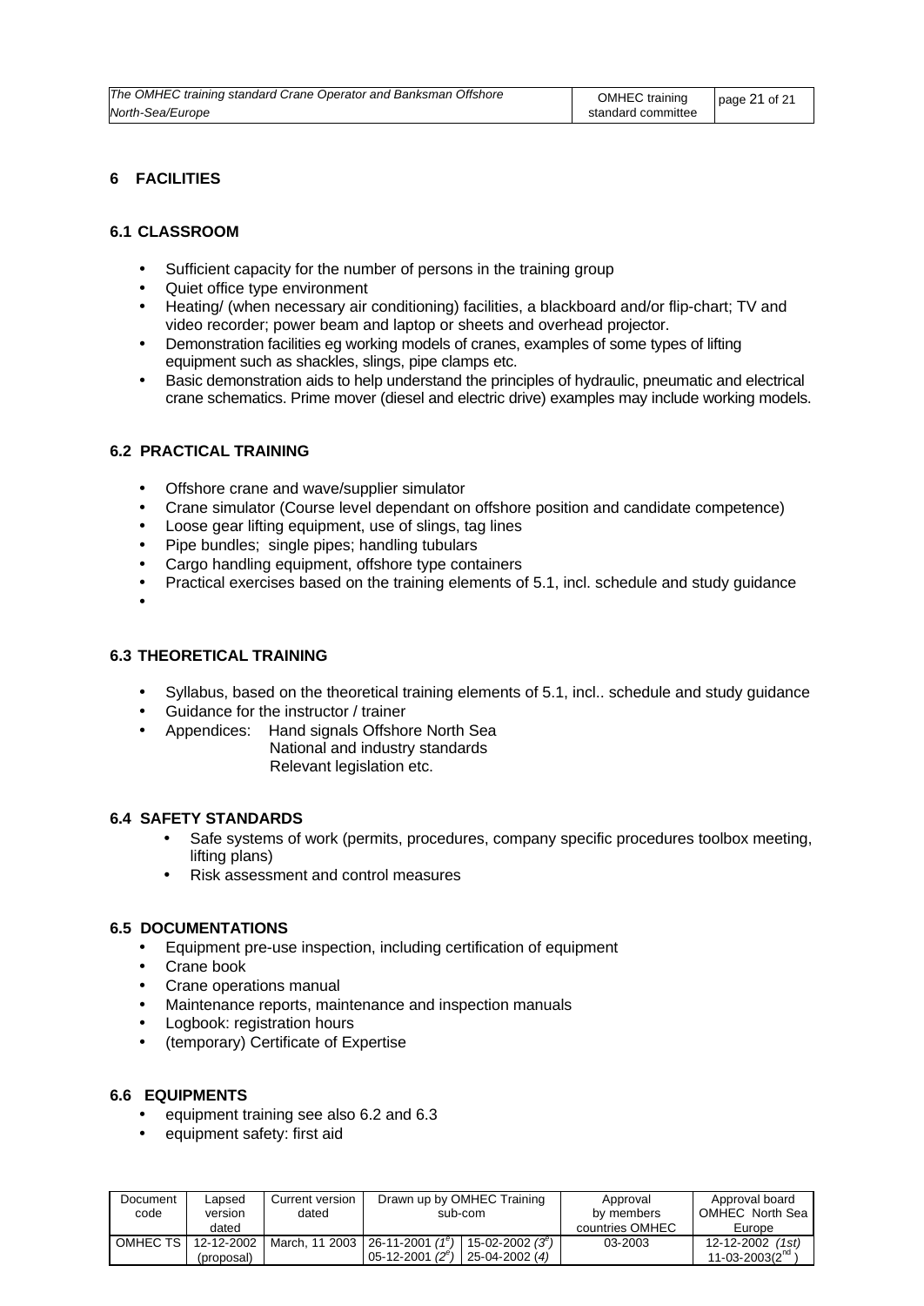# 6 FACILITIES

## 6.1 CLASSROOM

- Sufficient capacity for the number of persons in the training group
- Quiet office type environment
- Heating/ (when necessary air conditioning) facilities, a blackboard and/or flip-chart; TV and video recorder; power beam and laptop or sheets and overhead projector.
- Demonstration facilities eg working models of cranes, examples of some types of lifting equipment such as shackles, slings, pipe clamps etc.
- Basic demonstration aids to help understand the principles of hydraulic, pneumatic and electrical crane schematics. Prime mover (diesel and electric drive) examples may include working models.

## 6.2 PRACTICAL TRAINING

- Offshore crane and wave/supplier simulator
- Crane simulator (Course level dependant on offshore position and candidate competence)
- Loose gear lifting equipment, use of slings, tag lines
- Pipe bundles; single pipes; handling tubulars
- Cargo handling equipment, offshore type containers
- Practical exercises based on the training elements of 5.1, incl. schedule and study guidance

## 6.3 THEORETICAL TRAINING

- Syllabus, based on the theoretical training elements of 5.1, incl.. schedule and study guidance
- Guidance for the instructor / trainer
- Appendices: Hand signals Offshore North Sea
  National and industry standards
  Relevant legislation etc.

## 6.4 SAFETY STANDARDS

- Safe systems of work (permits, procedures, company specific procedures toolbox meeting, lifting plans)
- Risk assessment and control measures

## 6.5 DOCUMENTATIONS

- Equipment pre-use inspection, including certification of equipment
- Crane book
- Crane operations manual
- Maintenance reports, maintenance and inspection manuals
- Logbook: registration hours
- (temporary) Certificate of Expertise

## 6.6 EQUIPMENTS

- equipment training see also 6.2 and 6.3
- equipment safety: first aid

| Document code | Lapsed version dated | Current version dated | Drawn up by OMHEC Training sub-com | | Approval by members countries OMHEC | Approval board OMHEC North Sea Europe |
|---|---|---|---|---|---|---|
| OMHEC TS | 12-12-2002 (proposal) | March, 11 2003 | 26-11-2001 (1e) 05-12-2001 (2e) | 15-02-2002 (3e) 25-04-2002 (4) | 03-2003 | 12-12-2002 (1st) 11-03-2003(2nd) |